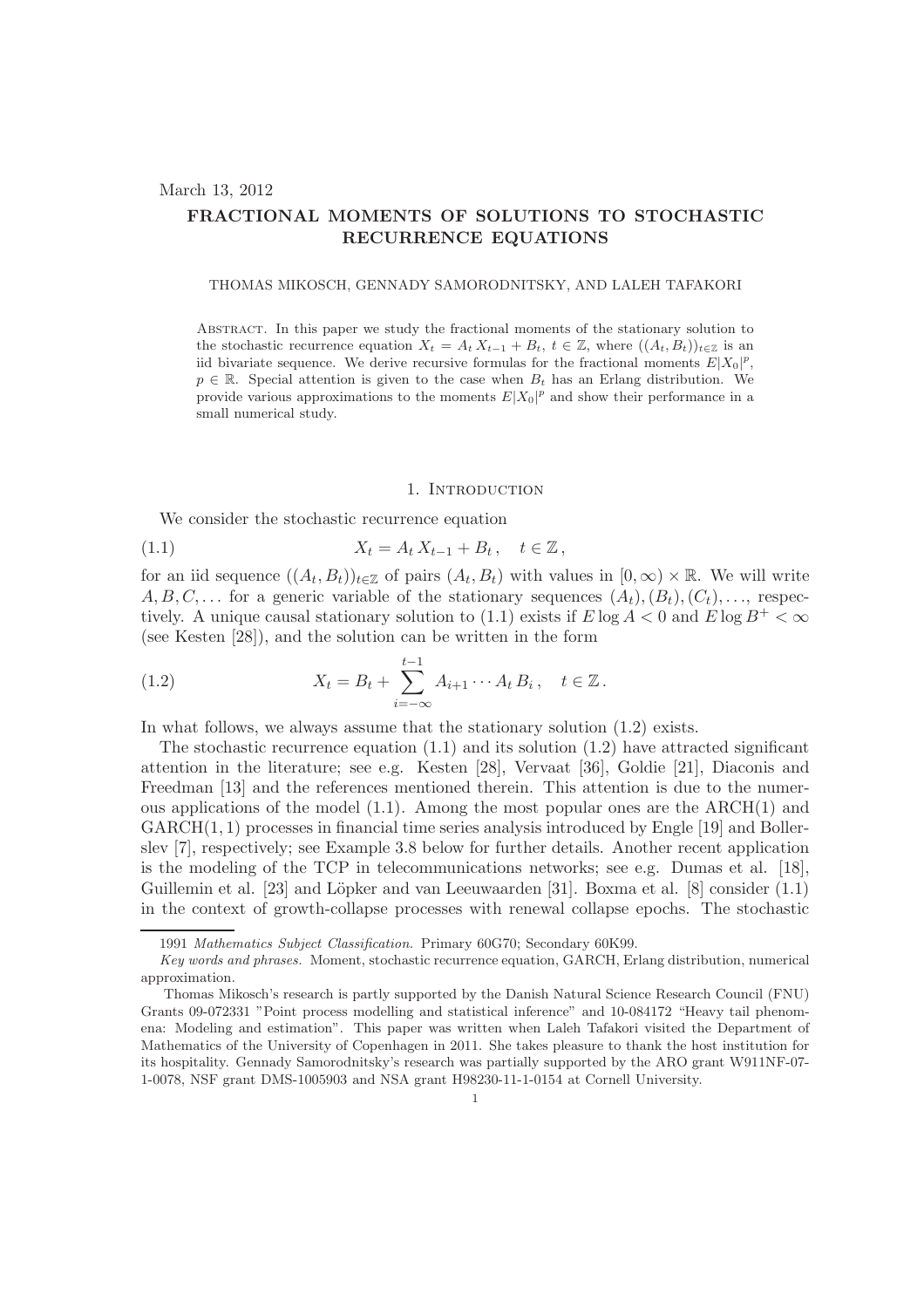March 13, 2012

# FRACTIONAL MOMENTS OF SOLUTIONS TO STOCHASTIC RECURRENCE EQUATIONS

THOMAS MIKOSCH, GENNADY SAMORODNITSKY, AND LALEH TAFAKORI

ABSTRACT. In this paper we study the fractional moments of the stationary solution to the stochastic recurrence equation $X_t = A_t X_{t-1} + B_t$, $t \in \mathbb{Z}$, where $((A_t, B_t))_{t\in\mathbb{Z}}$ is an iid bivariate sequence. We derive recursive formulas for the fractional moments $E|X_0|^p$, $p \in \mathbb{R}$. Special attention is given to the case when $B_t$ has an Erlang distribution. We provide various approximations to the moments $E|X_0|^p$ and show their performance in a small numerical study.

## 1. Introduction

We consider the stochastic recurrence equation

$$X_t = A_t X_{t-1} + B_t\,, \quad t \in \mathbb{Z}\,, \tag{1.1}$$

for an iid sequence $((A_t, B_t))_{t\in\mathbb{Z}}$ of pairs $(A_t, B_t)$ with values in $[0,\infty) \times \mathbb{R}$. We will write $A, B, C, \ldots$ for a generic variable of the stationary sequences $(A_t), (B_t), (C_t), \ldots$, respectively. A unique causal stationary solution to (1.1) exists if $E \log A < 0$ and $E \log B^+ < \infty$ (see Kesten [28]), and the solution can be written in the form

$$X_t = B_t + \sum_{i=-\infty}^{t-1} A_{i+1} \cdots A_t \, B_i\,, \quad t \in \mathbb{Z}\,. \tag{1.2}$$

In what follows, we always assume that the stationary solution (1.2) exists.

The stochastic recurrence equation (1.1) and its solution (1.2) have attracted significant attention in the literature; see e.g. Kesten [28], Vervaat [36], Goldie [21], Diaconis and Freedman [13] and the references mentioned therein. This attention is due to the numerous applications of the model (1.1). Among the most popular ones are the ARCH(1) and GARCH(1,1) processes in financial time series analysis introduced by Engle [19] and Bollerslev [7], respectively; see Example 3.8 below for further details. Another recent application is the modeling of the TCP in telecommunications networks; see e.g. Dumas et al. [18], Guillemin et al. [23] and Löpker and van Leeuwaarden [31]. Boxma et al. [8] consider (1.1) in the context of growth-collapse processes with renewal collapse epochs. The stochastic

---

1991 *Mathematics Subject Classification.* Primary 60G70; Secondary 60K99.

*Key words and phrases.* Moment, stochastic recurrence equation, GARCH, Erlang distribution, numerical approximation.

Thomas Mikosch's research is partly supported by the Danish Natural Science Research Council (FNU) Grants 09-072331 "Point process modelling and statistical inference" and 10-084172 "Heavy tail phenomena: Modeling and estimation". This paper was written when Laleh Tafakori visited the Department of Mathematics of the University of Copenhagen in 2011. She takes pleasure to thank the host institution for its hospitality. Gennady Samorodnitsky's research was partially supported by the ARO grant W911NF-07-1-0078, NSF grant DMS-1005903 and NSA grant H98230-11-1-0154 at Cornell University.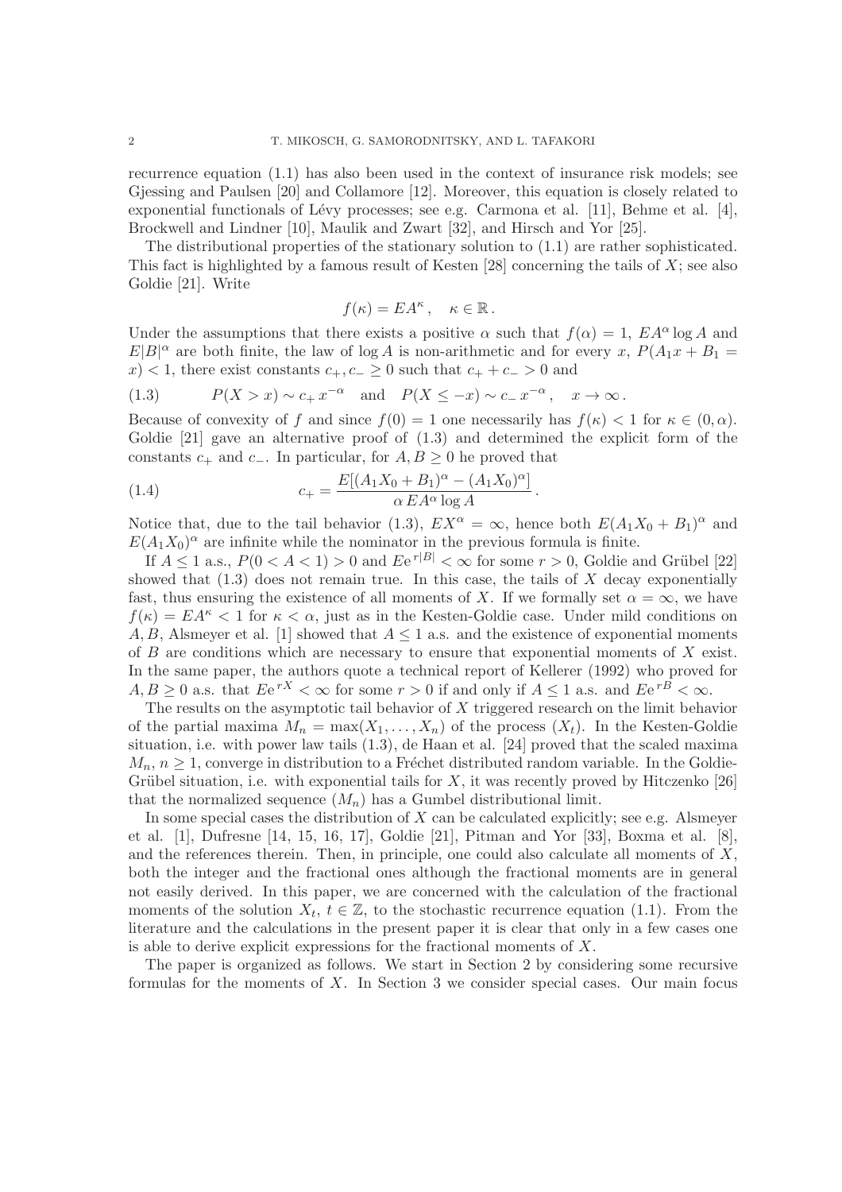recurrence equation (1.1) has also been used in the context of insurance risk models; see Gjessing and Paulsen [20] and Collamore [12]. Moreover, this equation is closely related to exponential functionals of Lévy processes; see e.g. Carmona et al. [11], Behme et al. [4], Brockwell and Lindner [10], Maulik and Zwart [32], and Hirsch and Yor [25].

The distributional properties of the stationary solution to (1.1) are rather sophisticated. This fact is highlighted by a famous result of Kesten [28] concerning the tails of $X$; see also Goldie [21]. Write

$$f(\kappa) = EA^{\kappa}\,, \quad \kappa \in \mathbb{R}\,.$$

Under the assumptions that there exists a positive $\alpha$ such that $f(\alpha) = 1$, $EA^{\alpha}\log A$ and $E|B|^{\alpha}$ are both finite, the law of $\log A$ is non-arithmetic and for every $x$, $P(A_1 x + B_1 = x) < 1$, there exist constants $c_+, c_- \geq 0$ such that $c_+ + c_- > 0$ and

$$P(X > x) \sim c_+\, x^{-\alpha} \quad \text{and} \quad P(X \leq -x) \sim c_-\, x^{-\alpha}\,, \quad x \to \infty\,. \tag{1.3}$$

Because of convexity of $f$ and since $f(0) = 1$ one necessarily has $f(\kappa) < 1$ for $\kappa \in (0, \alpha)$. Goldie [21] gave an alternative proof of (1.3) and determined the explicit form of the constants $c_+$ and $c_-$. In particular, for $A, B \geq 0$ he proved that

$$c_+ = \frac{E[(A_1X_0 + B_1)^{\alpha} - (A_1X_0)^{\alpha}]}{\alpha\, EA^{\alpha}\log A}\,. \tag{1.4}$$

Notice that, due to the tail behavior (1.3), $EX^{\alpha} = \infty$, hence both $E(A_1X_0 + B_1)^{\alpha}$ and $E(A_1X_0)^{\alpha}$ are infinite while the nominator in the previous formula is finite.

If $A \leq 1$ a.s., $P(0 < A < 1) > 0$ and $E\mathrm{e}^{\,r|B|} < \infty$ for some $r > 0$, Goldie and Grübel [22] showed that (1.3) does not remain true. In this case, the tails of $X$ decay exponentially fast, thus ensuring the existence of all moments of $X$. If we formally set $\alpha = \infty$, we have $f(\kappa) = EA^{\kappa} < 1$ for $\kappa < \alpha$, just as in the Kesten-Goldie case. Under mild conditions on $A, B$, Alsmeyer et al. [1] showed that $A \leq 1$ a.s. and the existence of exponential moments of $B$ are conditions which are necessary to ensure that exponential moments of $X$ exist. In the same paper, the authors quote a technical report of Kellerer (1992) who proved for $A, B \geq 0$ a.s. that $E\mathrm{e}^{\,rX} < \infty$ for some $r > 0$ if and only if $A \leq 1$ a.s. and $E\mathrm{e}^{\,rB} < \infty$.

The results on the asymptotic tail behavior of $X$ triggered research on the limit behavior of the partial maxima $M_n = \max(X_1, \ldots, X_n)$ of the process $(X_t)$. In the Kesten-Goldie situation, i.e. with power law tails (1.3), de Haan et al. [24] proved that the scaled maxima $M_n$, $n \geq 1$, converge in distribution to a Fréchet distributed random variable. In the Goldie-Grübel situation, i.e. with exponential tails for $X$, it was recently proved by Hitczenko [26] that the normalized sequence $(M_n)$ has a Gumbel distributional limit.

In some special cases the distribution of $X$ can be calculated explicitly; see e.g. Alsmeyer et al. [1], Dufresne [14, 15, 16, 17], Goldie [21], Pitman and Yor [33], Boxma et al. [8], and the references therein. Then, in principle, one could also calculate all moments of $X$, both the integer and the fractional ones although the fractional moments are in general not easily derived. In this paper, we are concerned with the calculation of the fractional moments of the solution $X_t$, $t \in \mathbb{Z}$, to the stochastic recurrence equation (1.1). From the literature and the calculations in the present paper it is clear that only in a few cases one is able to derive explicit expressions for the fractional moments of $X$.

The paper is organized as follows. We start in Section 2 by considering some recursive formulas for the moments of $X$. In Section 3 we consider special cases. Our main focus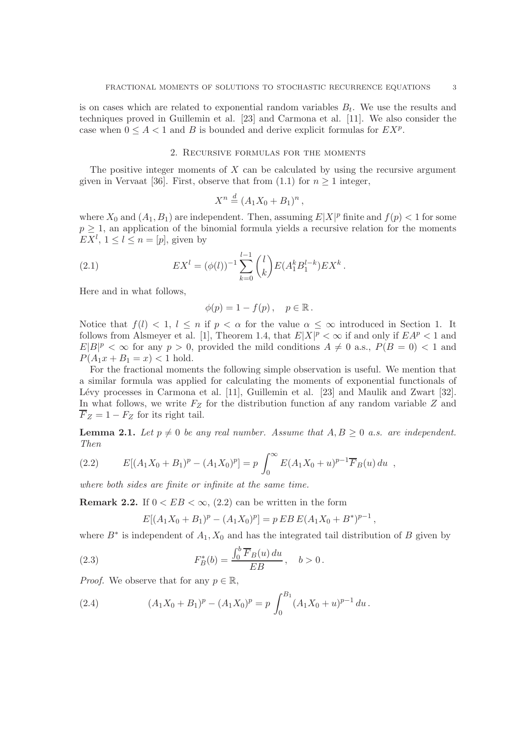is on cases which are related to exponential random variables $B_t$. We use the results and techniques proved in Guillemin et al. [23] and Carmona et al. [11]. We also consider the case when $0 \le A < 1$ and $B$ is bounded and derive explicit formulas for $EX^p$.

## 2. Recursive formulas for the moments

The positive integer moments of $X$ can be calculated by using the recursive argument given in Vervaat [36]. First, observe that from (1.1) for $n \ge 1$ integer,

$$X^n \stackrel{d}{=} (A_1X_0 + B_1)^n ,$$

where $X_0$ and $(A_1, B_1)$ are independent. Then, assuming $E|X|^p$ finite and $f(p) < 1$ for some $p \ge 1$, an application of the binomial formula yields a recursive relation for the moments $EX^l$, $1 \le l \le n = [p]$, given by

$$EX^l = (\phi(l))^{-1} \sum_{k=0}^{l-1} \binom{l}{k} E(A_1^k B_1^{l-k}) EX^k . \tag{2.1}$$

Here and in what follows,

$$\phi(p) = 1 - f(p) , \quad p \in \mathbb{R} .$$

Notice that $f(l) < 1$, $l \le n$ if $p < \alpha$ for the value $\alpha \le \infty$ introduced in Section 1. It follows from Alsmeyer et al. [1], Theorem 1.4, that $E|X|^p < \infty$ if and only if $EA^p < 1$ and $E|B|^p < \infty$ for any $p > 0$, provided the mild conditions $A \ne 0$ a.s., $P(B = 0) < 1$ and $P(A_1x + B_1 = x) < 1$ hold.

For the fractional moments the following simple observation is useful. We mention that a similar formula was applied for calculating the moments of exponential functionals of Lévy processes in Carmona et al. [11], Guillemin et al. [23] and Maulik and Zwart [32]. In what follows, we write $F_Z$ for the distribution function af any random variable $Z$ and $\overline{F}_Z = 1 - F_Z$ for its right tail.

**Lemma 2.1.** *Let $p \ne 0$ be any real number. Assume that $A, B \ge 0$ a.s. are independent. Then*

$$E[(A_1X_0 + B_1)^p - (A_1X_0)^p] = p \int_0^\infty E(A_1X_0 + u)^{p-1} \overline{F}_B(u)\, du \ , \tag{2.2}$$

*where both sides are finite or infinite at the same time.*

**Remark 2.2.** If $0 < EB < \infty$, (2.2) can be written in the form

$$E[(A_1X_0 + B_1)^p - (A_1X_0)^p] = p\, EB\, E(A_1X_0 + B^*)^{p-1} ,$$

where $B^*$ is independent of $A_1, X_0$ and has the integrated tail distribution of $B$ given by

$$F_B^*(b) = \frac{\int_0^b \overline{F}_B(u)\, du}{EB} , \quad b > 0 . \tag{2.3}$$

*Proof.* We observe that for any $p \in \mathbb{R}$,

$$(A_1X_0 + B_1)^p - (A_1X_0)^p = p \int_0^{B_1} (A_1X_0 + u)^{p-1}\, du . \tag{2.4}$$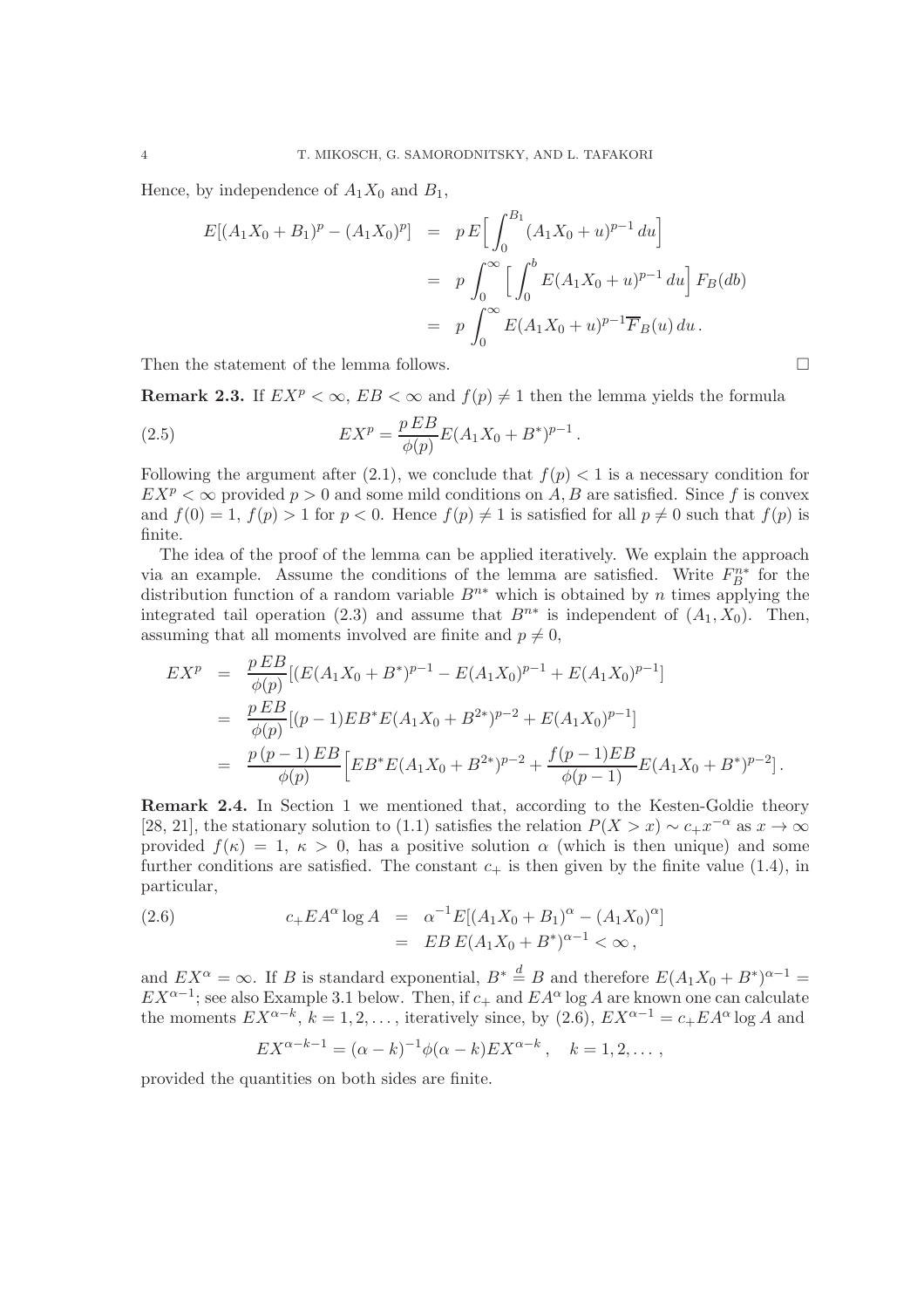Hence, by independence of $A_1X_0$ and $B_1$,

$$
\begin{aligned}
E[(A_1X_0+B_1)^p-(A_1X_0)^p] &= p\,E\Big[\int_0^{B_1}(A_1X_0+u)^{p-1}\,du\Big] \\
&= p\int_0^\infty\Big[\int_0^b E(A_1X_0+u)^{p-1}\,du\Big]\,F_B(db) \\
&= p\int_0^\infty E(A_1X_0+u)^{p-1}\overline{F}_B(u)\,du\,.
\end{aligned}
$$

Then the statement of the lemma follows. □

**Remark 2.3.** If $EX^p<\infty$, $EB<\infty$ and $f(p)\neq 1$ then the lemma yields the formula

$$
EX^p=\frac{p\,EB}{\phi(p)}E(A_1X_0+B^*)^{p-1}\,. \tag{2.5}
$$

Following the argument after (2.1), we conclude that $f(p)<1$ is a necessary condition for $EX^p<\infty$ provided $p>0$ and some mild conditions on $A,B$ are satisfied. Since $f$ is convex and $f(0)=1$, $f(p)>1$ for $p<0$. Hence $f(p)\neq 1$ is satisfied for all $p\neq 0$ such that $f(p)$ is finite.

The idea of the proof of the lemma can be applied iteratively. We explain the approach via an example. Assume the conditions of the lemma are satisfied. Write $F_B^{n*}$ for the distribution function of a random variable $B^{n*}$ which is obtained by $n$ times applying the integrated tail operation (2.3) and assume that $B^{n*}$ is independent of $(A_1,X_0)$. Then, assuming that all moments involved are finite and $p\neq 0$,

$$
\begin{aligned}
EX^p &= \frac{p\,EB}{\phi(p)}[(E(A_1X_0+B^*)^{p-1}-E(A_1X_0)^{p-1}+E(A_1X_0)^{p-1}] \\
&= \frac{p\,EB}{\phi(p)}[(p-1)EB^*E(A_1X_0+B^{2*})^{p-2}+E(A_1X_0)^{p-1}] \\
&= \frac{p\,(p-1)\,EB}{\phi(p)}\Big[EB^*E(A_1X_0+B^{2*})^{p-2}+\frac{f(p-1)EB}{\phi(p-1)}E(A_1X_0+B^*)^{p-2}\Big]\,.
\end{aligned}
$$

**Remark 2.4.** In Section 1 we mentioned that, according to the Kesten-Goldie theory [28, 21], the stationary solution to (1.1) satisfies the relation $P(X>x)\sim c_+x^{-\alpha}$ as $x\to\infty$ provided $f(\kappa)=1$, $\kappa>0$, has a positive solution $\alpha$ (which is then unique) and some further conditions are satisfied. The constant $c_+$ is then given by the finite value (1.4), in particular,

$$
\begin{aligned}
c_+EA^\alpha\log A &= \alpha^{-1}E[(A_1X_0+B_1)^\alpha-(A_1X_0)^\alpha] \\
&= EB\,E(A_1X_0+B^*)^{\alpha-1}<\infty\,,
\end{aligned} \tag{2.6}
$$

and $EX^\alpha=\infty$. If $B$ is standard exponential, $B^*\stackrel{d}{=}B$ and therefore $E(A_1X_0+B^*)^{\alpha-1}=EX^{\alpha-1}$; see also Example 3.1 below. Then, if $c_+$ and $EA^\alpha\log A$ are known one can calculate the moments $EX^{\alpha-k}$, $k=1,2,\dots$, iteratively since, by (2.6), $EX^{\alpha-1}=c_+EA^\alpha\log A$ and

$$
EX^{\alpha-k-1}=(\alpha-k)^{-1}\phi(\alpha-k)EX^{\alpha-k}\,,\quad k=1,2,\dots\,,
$$

provided the quantities on both sides are finite.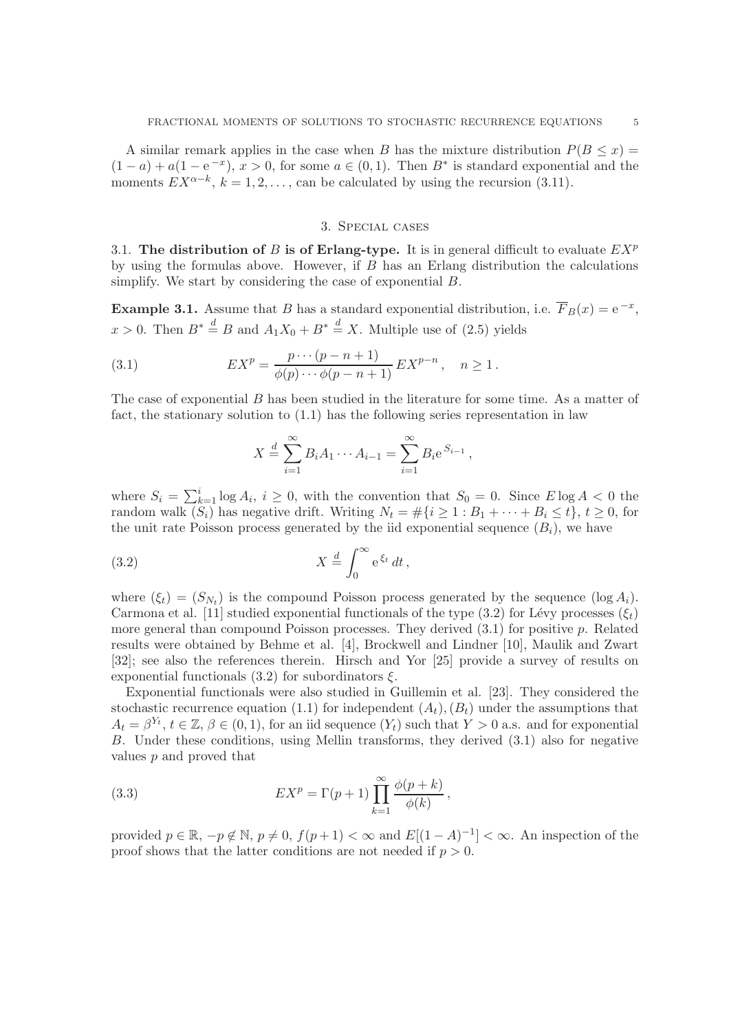A similar remark applies in the case when $B$ has the mixture distribution $P(B \le x) = (1-a) + a(1 - \mathrm{e}^{-x})$, $x > 0$, for some $a \in (0,1)$. Then $B^*$ is standard exponential and the moments $EX^{\alpha-k}$, $k = 1, 2, \dots$, can be calculated by using the recursion (3.11).

## 3. Special cases

### 3.1. The distribution of $B$ is of Erlang-type.

It is in general difficult to evaluate $EX^p$ by using the formulas above. However, if $B$ has an Erlang distribution the calculations simplify. We start by considering the case of exponential $B$.

**Example 3.1.** Assume that $B$ has a standard exponential distribution, i.e. $\overline{F}_B(x) = \mathrm{e}^{-x}$, $x > 0$. Then $B^* \stackrel{d}{=} B$ and $A_1 X_0 + B^* \stackrel{d}{=} X$. Multiple use of (2.5) yields

$$EX^p = \frac{p \cdots (p-n+1)}{\phi(p) \cdots \phi(p-n+1)} \, EX^{p-n}, \quad n \ge 1. \tag{3.1}$$

The case of exponential $B$ has been studied in the literature for some time. As a matter of fact, the stationary solution to (1.1) has the following series representation in law

$$X \stackrel{d}{=} \sum_{i=1}^{\infty} B_i A_1 \cdots A_{i-1} = \sum_{i=1}^{\infty} B_i \mathrm{e}^{S_{i-1}},$$

where $S_i = \sum_{k=1}^{i} \log A_i$, $i \ge 0$, with the convention that $S_0 = 0$. Since $E \log A < 0$ the random walk $(S_i)$ has negative drift. Writing $N_t = \#\{i \ge 1 : B_1 + \cdots + B_i \le t\}$, $t \ge 0$, for the unit rate Poisson process generated by the iid exponential sequence $(B_i)$, we have

$$X \stackrel{d}{=} \int_0^{\infty} \mathrm{e}^{\xi_t} \, dt, \tag{3.2}$$

where $(\xi_t) = (S_{N_t})$ is the compound Poisson process generated by the sequence $(\log A_i)$. Carmona et al. [11] studied exponential functionals of the type (3.2) for Lévy processes $(\xi_t)$ more general than compound Poisson processes. They derived (3.1) for positive $p$. Related results were obtained by Behme et al. [4], Brockwell and Lindner [10], Maulik and Zwart [32]; see also the references therein. Hirsch and Yor [25] provide a survey of results on exponential functionals (3.2) for subordinators $\xi$.

Exponential functionals were also studied in Guillemin et al. [23]. They considered the stochastic recurrence equation (1.1) for independent $(A_t), (B_t)$ under the assumptions that $A_t = \beta^{Y_t}$, $t \in \mathbb{Z}$, $\beta \in (0,1)$, for an iid sequence $(Y_t)$ such that $Y > 0$ a.s. and for exponential $B$. Under these conditions, using Mellin transforms, they derived (3.1) also for negative values $p$ and proved that

$$EX^p = \Gamma(p+1) \prod_{k=1}^{\infty} \frac{\phi(p+k)}{\phi(k)}, \tag{3.3}$$

provided $p \in \mathbb{R}$, $-p \notin \mathbb{N}$, $p \neq 0$, $f(p+1) < \infty$ and $E[(1-A)^{-1}] < \infty$. An inspection of the proof shows that the latter conditions are not needed if $p > 0$.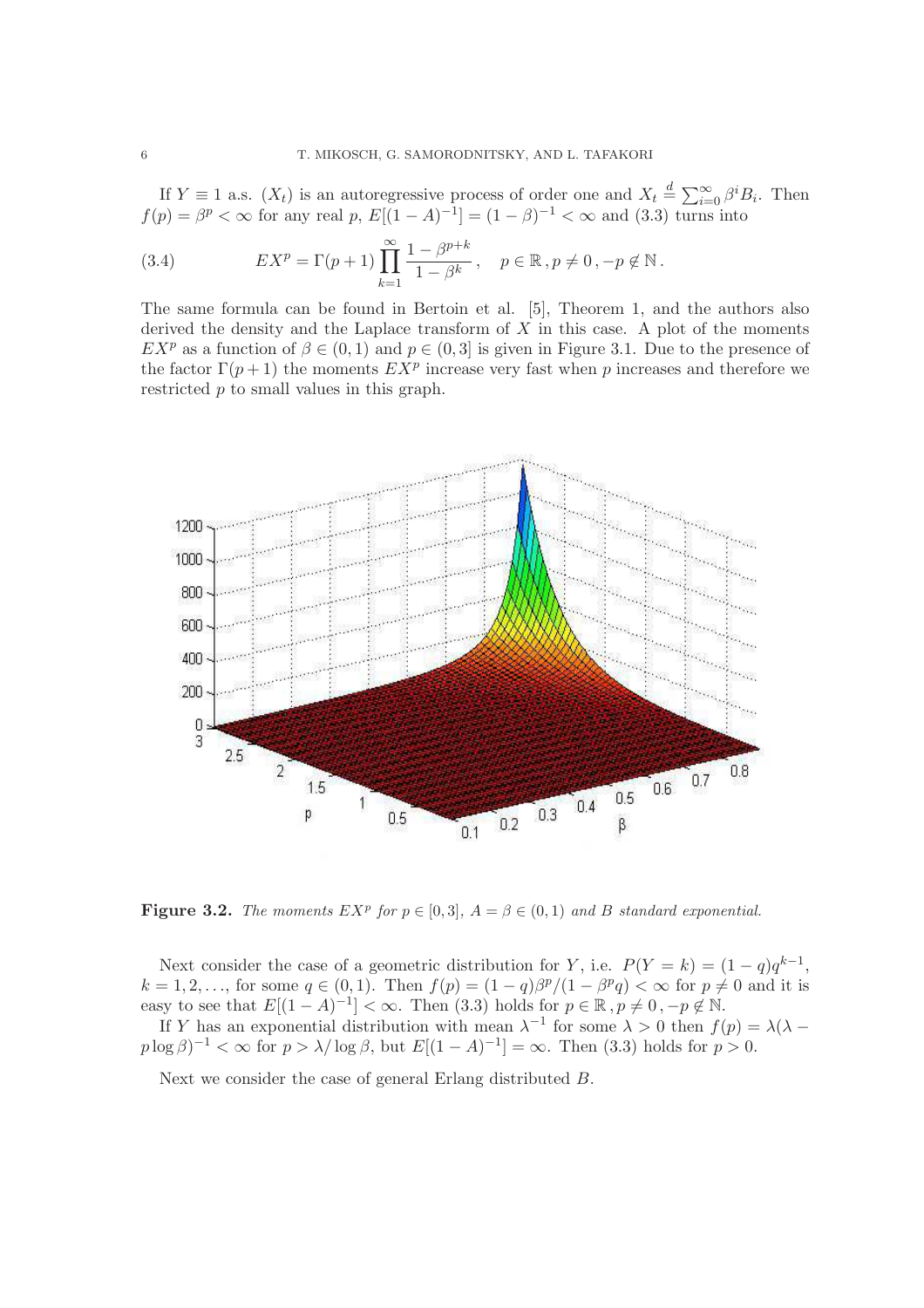If $Y \equiv 1$ a.s. $(X_t)$ is an autoregressive process of order one and $X_t \stackrel{d}{=} \sum_{i=0}^{\infty} \beta^i B_i$. Then $f(p) = \beta^p < \infty$ for any real $p$, $E[(1-A)^{-1}] = (1-\beta)^{-1} < \infty$ and (3.3) turns into

$$EX^p = \Gamma(p+1) \prod_{k=1}^{\infty} \frac{1-\beta^{p+k}}{1-\beta^k}, \quad p \in \mathbb{R}, p \neq 0, -p \notin \mathbb{N}. \tag{3.4}$$

The same formula can be found in Bertoin et al. [5], Theorem 1, and the authors also derived the density and the Laplace transform of $X$ in this case. A plot of the moments $EX^p$ as a function of $\beta \in (0,1)$ and $p \in (0,3]$ is given in Figure 3.1. Due to the presence of the factor $\Gamma(p+1)$ the moments $EX^p$ increase very fast when $p$ increases and therefore we restricted $p$ to small values in this graph.

**Figure 3.2.** *The moments $EX^p$ for $p \in [0,3]$, $A = \beta \in (0,1)$ and $B$ standard exponential.*

Next consider the case of a geometric distribution for $Y$, i.e. $P(Y = k) = (1-q)q^{k-1}$, $k = 1, 2, \ldots$, for some $q \in (0,1)$. Then $f(p) = (1-q)\beta^p/(1-\beta^p q) < \infty$ for $p \neq 0$ and it is easy to see that $E[(1-A)^{-1}] < \infty$. Then (3.3) holds for $p \in \mathbb{R}, p \neq 0, -p \notin \mathbb{N}$.

If $Y$ has an exponential distribution with mean $\lambda^{-1}$ for some $\lambda > 0$ then $f(p) = \lambda(\lambda - p \log \beta)^{-1} < \infty$ for $p > \lambda / \log \beta$, but $E[(1-A)^{-1}] = \infty$. Then (3.3) holds for $p > 0$.

Next we consider the case of general Erlang distributed $B$.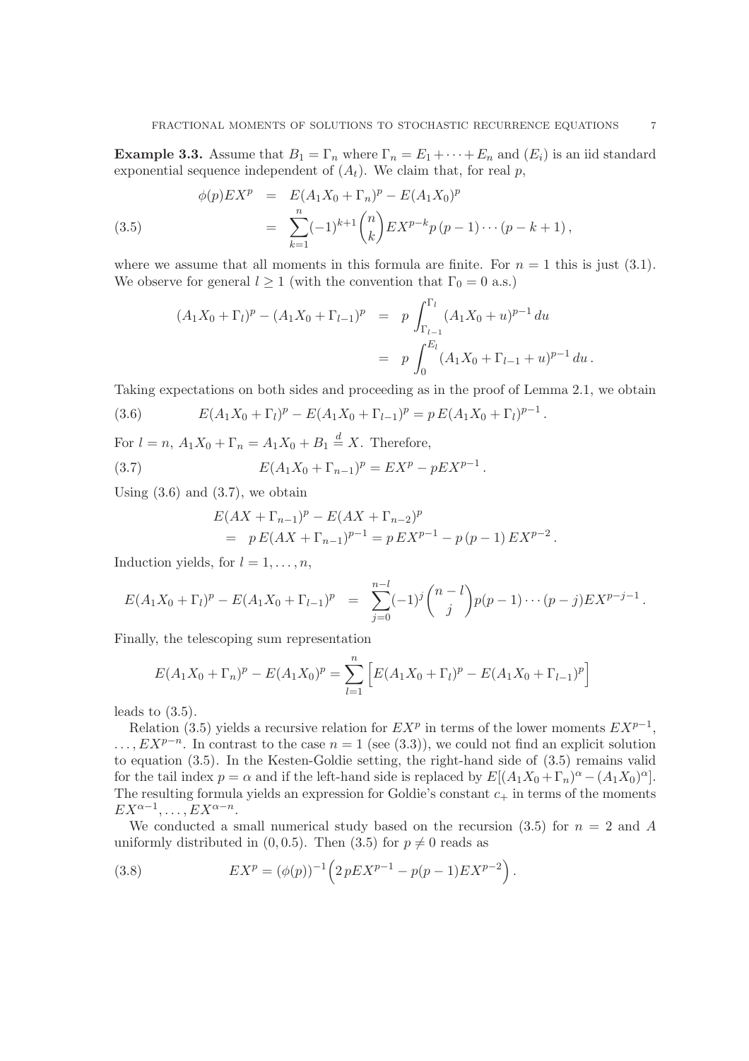**Example 3.3.** Assume that $B_1 = \Gamma_n$ where $\Gamma_n = E_1 + \cdots + E_n$ and $(E_i)$ is an iid standard exponential sequence independent of $(A_t)$. We claim that, for real $p$,

$$
\begin{aligned}
\phi(p) EX^p &= E(A_1 X_0 + \Gamma_n)^p - E(A_1 X_0)^p \\
&= \sum_{k=1}^{n} (-1)^{k+1} \binom{n}{k} EX^{p-k} p\,(p-1)\cdots(p-k+1)\,,
\end{aligned}
\tag{3.5}
$$

where we assume that all moments in this formula are finite. For $n = 1$ this is just (3.1). We observe for general $l \geq 1$ (with the convention that $\Gamma_0 = 0$ a.s.)

$$
\begin{aligned}
(A_1 X_0 + \Gamma_l)^p - (A_1 X_0 + \Gamma_{l-1})^p &= p \int_{\Gamma_{l-1}}^{\Gamma_l} (A_1 X_0 + u)^{p-1}\, du \\
&= p \int_0^{E_l} (A_1 X_0 + \Gamma_{l-1} + u)^{p-1}\, du\,.
\end{aligned}
$$

Taking expectations on both sides and proceeding as in the proof of Lemma 2.1, we obtain

$$
E(A_1 X_0 + \Gamma_l)^p - E(A_1 X_0 + \Gamma_{l-1})^p = p\, E(A_1 X_0 + \Gamma_l)^{p-1}\,. \tag{3.6}
$$

For $l = n$, $A_1 X_0 + \Gamma_n = A_1 X_0 + B_1 \stackrel{d}{=} X$. Therefore,

$$
E(A_1 X_0 + \Gamma_{n-1})^p = EX^p - pEX^{p-1}\,. \tag{3.7}
$$

Using (3.6) and (3.7), we obtain

$$
\begin{aligned}
&E(AX + \Gamma_{n-1})^p - E(AX + \Gamma_{n-2})^p \\
&= p\, E(AX + \Gamma_{n-1})^{p-1} = p\, EX^{p-1} - p\,(p-1)\, EX^{p-2}\,.
\end{aligned}
$$

Induction yields, for $l = 1, \ldots, n$,

$$
E(A_1 X_0 + \Gamma_l)^p - E(A_1 X_0 + \Gamma_{l-1})^p = \sum_{j=0}^{n-l} (-1)^j \binom{n-l}{j} p(p-1)\cdots(p-j) EX^{p-j-1}\,.
$$

Finally, the telescoping sum representation

$$
E(A_1 X_0 + \Gamma_n)^p - E(A_1 X_0)^p = \sum_{l=1}^{n} \Big[ E(A_1 X_0 + \Gamma_l)^p - E(A_1 X_0 + \Gamma_{l-1})^p \Big]
$$

leads to (3.5).

Relation (3.5) yields a recursive relation for $EX^p$ in terms of the lower moments $EX^{p-1}$, $\ldots, EX^{p-n}$. In contrast to the case $n = 1$ (see (3.3)), we could not find an explicit solution to equation (3.5). In the Kesten-Goldie setting, the right-hand side of (3.5) remains valid for the tail index $p = \alpha$ and if the left-hand side is replaced by $E[(A_1 X_0 + \Gamma_n)^\alpha - (A_1 X_0)^\alpha]$. The resulting formula yields an expression for Goldie's constant $c_+$ in terms of the moments $EX^{\alpha-1}, \ldots, EX^{\alpha-n}$.

We conducted a small numerical study based on the recursion (3.5) for $n = 2$ and $A$ uniformly distributed in $(0, 0.5)$. Then (3.5) for $p \neq 0$ reads as

$$
EX^p = (\phi(p))^{-1} \Big( 2\, pEX^{p-1} - p(p-1) EX^{p-2} \Big)\,. \tag{3.8}
$$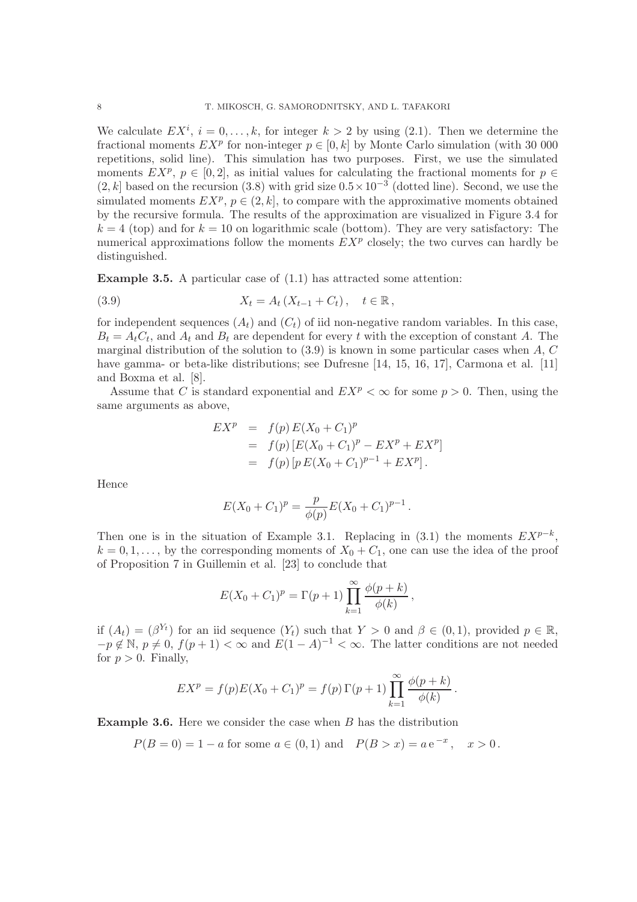We calculate $EX^i$, $i = 0, \dots, k$, for integer $k > 2$ by using (2.1). Then we determine the fractional moments $EX^p$ for non-integer $p \in [0, k]$ by Monte Carlo simulation (with 30 000 repetitions, solid line). This simulation has two purposes. First, we use the simulated moments $EX^p$, $p \in [0, 2]$, as initial values for calculating the fractional moments for $p \in (2, k]$ based on the recursion (3.8) with grid size $0.5 \times 10^{-3}$ (dotted line). Second, we use the simulated moments $EX^p$, $p \in (2, k]$, to compare with the approximative moments obtained by the recursive formula. The results of the approximation are visualized in Figure 3.4 for $k = 4$ (top) and for $k = 10$ on logarithmic scale (bottom). They are very satisfactory: The numerical approximations follow the moments $EX^p$ closely; the two curves can hardly be distinguished.

**Example 3.5.** A particular case of (1.1) has attracted some attention:

$$X_t = A_t \, (X_{t-1} + C_t) \, , \quad t \in \mathbb{R} \, , \tag{3.9}$$

for independent sequences $(A_t)$ and $(C_t)$ of iid non-negative random variables. In this case, $B_t = A_t C_t$, and $A_t$ and $B_t$ are dependent for every $t$ with the exception of constant $A$. The marginal distribution of the solution to (3.9) is known in some particular cases when $A$, $C$ have gamma- or beta-like distributions; see Dufresne [14, 15, 16, 17], Carmona et al. [11] and Boxma et al. [8].

Assume that $C$ is standard exponential and $EX^p < \infty$ for some $p > 0$. Then, using the same arguments as above,

$$\begin{aligned} EX^p &= f(p) \, E(X_0 + C_1)^p \\ &= f(p) \, [E(X_0 + C_1)^p - EX^p + EX^p] \\ &= f(p) \, [p \, E(X_0 + C_1)^{p-1} + EX^p] \, . \end{aligned}$$

Hence

$$E(X_0 + C_1)^p = \frac{p}{\phi(p)} E(X_0 + C_1)^{p-1} \, .$$

Then one is in the situation of Example 3.1. Replacing in (3.1) the moments $EX^{p-k}$, $k = 0, 1, \dots$, by the corresponding moments of $X_0 + C_1$, one can use the idea of the proof of Proposition 7 in Guillemin et al. [23] to conclude that

$$E(X_0 + C_1)^p = \Gamma(p + 1) \prod_{k=1}^{\infty} \frac{\phi(p + k)}{\phi(k)} \, ,$$

if $(A_t) = (\beta^{Y_t})$ for an iid sequence $(Y_t)$ such that $Y > 0$ and $\beta \in (0, 1)$, provided $p \in \mathbb{R}$, $-p \notin \mathbb{N}$, $p \neq 0$, $f(p + 1) < \infty$ and $E(1 - A)^{-1} < \infty$. The latter conditions are not needed for $p > 0$. Finally,

$$EX^p = f(p) E(X_0 + C_1)^p = f(p) \, \Gamma(p + 1) \prod_{k=1}^{\infty} \frac{\phi(p + k)}{\phi(k)} \, .$$

**Example 3.6.** Here we consider the case when $B$ has the distribution

$$P(B = 0) = 1 - a \text{ for some } a \in (0, 1) \text{ and } \quad P(B > x) = a \, \mathrm{e}^{-x} \, , \quad x > 0 \, .$$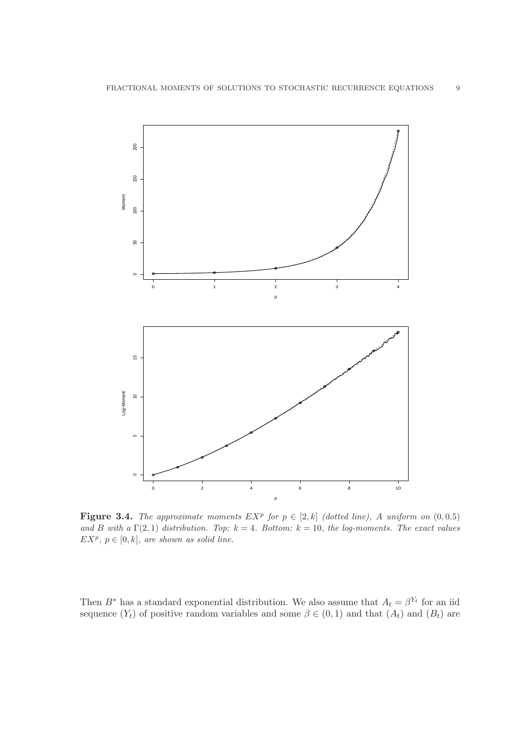**Figure 3.4.** *The approximate moments $EX^p$ for $p \in [2,k]$ (dotted line), $A$ uniform on $(0,0.5)$ and $B$ with a $\Gamma(2,1)$ distribution. Top: $k=4$. Bottom: $k=10$, the log-moments. The exact values $EX^p$, $p \in [0,k]$, are shown as solid line.*

Then $B^*$ has a standard exponential distribution. We also assume that $A_t = \beta^{Y_t}$ for an iid sequence $(Y_t)$ of positive random variables and some $\beta \in (0,1)$ and that $(A_t)$ and $(B_t)$ are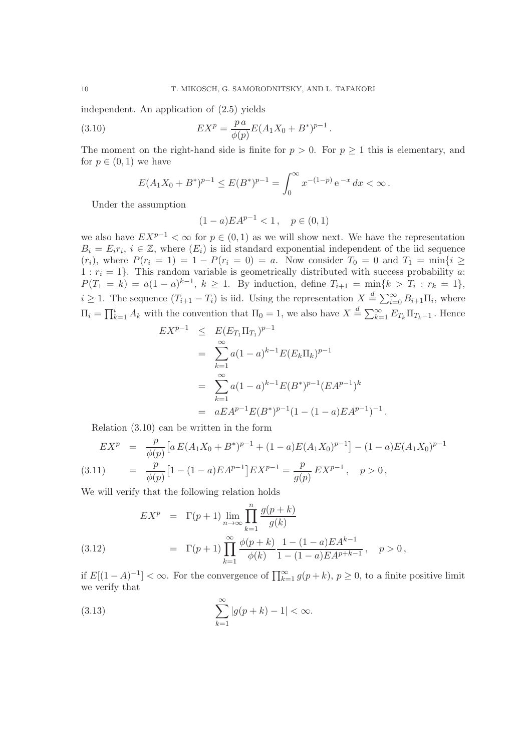independent. An application of (2.5) yields

$$EX^p = \frac{p\,a}{\phi(p)} E(A_1 X_0 + B^*)^{p-1}\,. \tag{3.10}$$

The moment on the right-hand side is finite for $p > 0$. For $p \geq 1$ this is elementary, and for $p \in (0,1)$ we have

$$E(A_1 X_0 + B^*)^{p-1} \leq E(B^*)^{p-1} = \int_0^\infty x^{-(1-p)}\, \mathrm{e}^{-x}\, dx < \infty\,.$$

Under the assumption

$$(1-a) E A^{p-1} < 1\,, \quad p \in (0,1)$$

we also have $EX^{p-1} < \infty$ for $p \in (0,1)$ as we will show next. We have the representation $B_i = E_i r_i$, $i \in \mathbb{Z}$, where $(E_i)$ is iid standard exponential independent of the iid sequence $(r_i)$, where $P(r_i = 1) = 1 - P(r_i = 0) = a$. Now consider $T_0 = 0$ and $T_1 = \min\{i \geq 1 : r_i = 1\}$. This random variable is geometrically distributed with success probability $a$: $P(T_1 = k) = a(1-a)^{k-1}$, $k \geq 1$. By induction, define $T_{i+1} = \min\{k > T_i : r_k = 1\}$, $i \geq 1$. The sequence $(T_{i+1} - T_i)$ is iid. Using the representation $X \stackrel{d}{=} \sum_{i=0}^\infty B_{i+1} \Pi_i$, where $\Pi_i = \prod_{k=1}^i A_k$ with the convention that $\Pi_0 = 1$, we also have $X \stackrel{d}{=} \sum_{k=1}^\infty E_{T_k} \Pi_{T_k - 1}$. Hence

$$\begin{aligned}
EX^{p-1} &\leq E(E_{T_1} \Pi_{T_1})^{p-1} \\
&= \sum_{k=1}^\infty a(1-a)^{k-1} E(E_k \Pi_k)^{p-1} \\
&= \sum_{k=1}^\infty a(1-a)^{k-1} E(B^*)^{p-1} (EA^{p-1})^k \\
&= a E A^{p-1} E(B^*)^{p-1} (1 - (1-a) E A^{p-1})^{-1}\,.
\end{aligned}$$

Relation (3.10) can be written in the form

$$\begin{aligned}
EX^p &= \frac{p}{\phi(p)} \big[ a\, E(A_1 X_0 + B^*)^{p-1} + (1-a) E(A_1 X_0)^{p-1} \big] - (1-a) E(A_1 X_0)^{p-1} \\
&= \frac{p}{\phi(p)} \big[ 1 - (1-a) E A^{p-1} \big] EX^{p-1} = \frac{p}{g(p)}\, EX^{p-1}\,, \quad p > 0\,,
\end{aligned} \tag{3.11}$$

We will verify that the following relation holds

$$\begin{aligned}
EX^p &= \Gamma(p+1) \lim_{n \to \infty} \prod_{k=1}^n \frac{g(p+k)}{g(k)} \\
&= \Gamma(p+1) \prod_{k=1}^\infty \frac{\phi(p+k)}{\phi(k)} \frac{1 - (1-a) E A^{k-1}}{1 - (1-a) E A^{p+k-1}}\,, \quad p > 0\,,
\end{aligned} \tag{3.12}$$

if $E[(1-A)^{-1}] < \infty$. For the convergence of $\prod_{k=1}^\infty g(p+k)$, $p \geq 0$, to a finite positive limit we verify that

$$\sum_{k=1}^\infty |g(p+k) - 1| < \infty. \tag{3.13}$$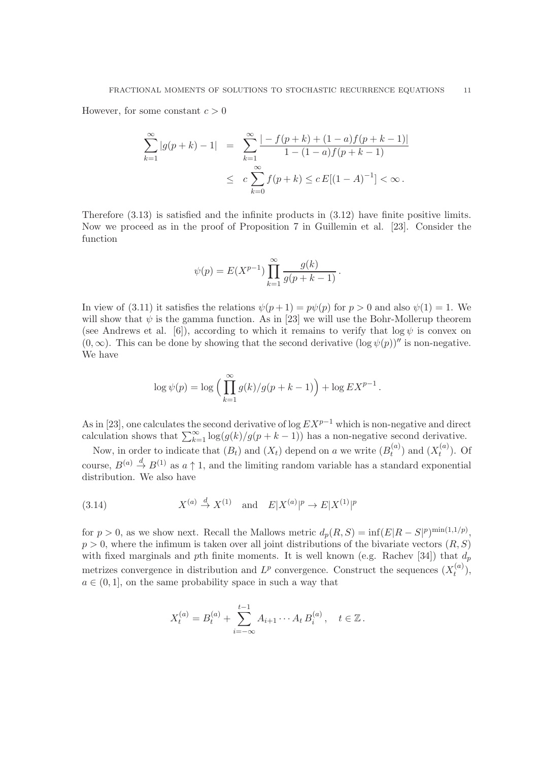However, for some constant $c > 0$

$$
\begin{aligned}
\sum_{k=1}^{\infty} |g(p+k) - 1| &= \sum_{k=1}^{\infty} \frac{|-f(p+k) + (1-a)f(p+k-1)|}{1-(1-a)f(p+k-1)} \\
&\leq c \sum_{k=0}^{\infty} f(p+k) \leq c\, E[(1-A)^{-1}] < \infty\,.
\end{aligned}
$$

Therefore (3.13) is satisfied and the infinite products in (3.12) have finite positive limits. Now we proceed as in the proof of Proposition 7 in Guillemin et al. [23]. Consider the function

$$
\psi(p) = E(X^{p-1}) \prod_{k=1}^{\infty} \frac{g(k)}{g(p+k-1)}\,.
$$

In view of (3.11) it satisfies the relations $\psi(p+1) = p\psi(p)$ for $p > 0$ and also $\psi(1) = 1$. We will show that $\psi$ is the gamma function. As in [23] we will use the Bohr-Mollerup theorem (see Andrews et al. [6]), according to which it remains to verify that $\log \psi$ is convex on $(0, \infty)$. This can be done by showing that the second derivative $(\log \psi(p))''$ is non-negative. We have

$$
\log \psi(p) = \log \Big( \prod_{k=1}^{\infty} g(k)/g(p+k-1) \Big) + \log EX^{p-1}\,.
$$

As in [23], one calculates the second derivative of $\log EX^{p-1}$ which is non-negative and direct calculation shows that $\sum_{k=1}^{\infty} \log(g(k)/g(p+k-1))$ has a non-negative second derivative.

Now, in order to indicate that $(B_t)$ and $(X_t)$ depend on $a$ we write $(B_t^{(a)})$ and $(X_t^{(a)})$. Of course, $B^{(a)} \stackrel{d}{\to} B^{(1)}$ as $a \uparrow 1$, and the limiting random variable has a standard exponential distribution. We also have

$$
X^{(a)} \stackrel{d}{\to} X^{(1)} \quad \text{and} \quad E|X^{(a)}|^p \to E|X^{(1)}|^p \tag{3.14}
$$

for $p > 0$, as we show next. Recall the Mallows metric $d_p(R, S) = \inf(E|R - S|^p)^{\min(1,1/p)}$, $p > 0$, where the infimum is taken over all joint distributions of the bivariate vectors $(R, S)$ with fixed marginals and $p$th finite moments. It is well known (e.g. Rachev [34]) that $d_p$ metrizes convergence in distribution and $L^p$ convergence. Construct the sequences $(X_t^{(a)})$, $a \in (0, 1]$, on the same probability space in such a way that

$$
X_t^{(a)} = B_t^{(a)} + \sum_{i=-\infty}^{t-1} A_{i+1} \cdots A_t\, B_i^{(a)}\,, \quad t \in \mathbb{Z}\,.
$$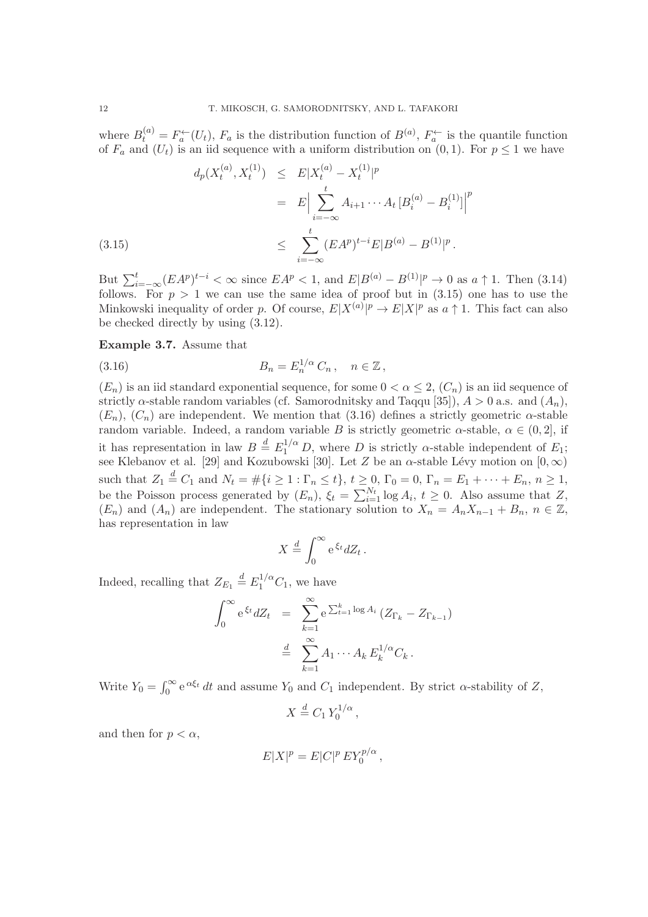where $B_t^{(a)} = F_a^{\leftarrow}(U_t)$, $F_a$ is the distribution function of $B^{(a)}$, $F_a^{\leftarrow}$ is the quantile function of $F_a$ and $(U_t)$ is an iid sequence with a uniform distribution on $(0,1)$. For $p \le 1$ we have

$$
\begin{aligned}
d_p(X_t^{(a)}, X_t^{(1)}) &\le E|X_t^{(a)} - X_t^{(1)}|^p \\
&= E\Big|\sum_{i=-\infty}^{t} A_{i+1}\cdots A_t \,[B_i^{(a)} - B_i^{(1)}]\Big|^p \\
&\le \sum_{i=-\infty}^{t} (EA^p)^{t-i} E|B^{(a)} - B^{(1)}|^p \,. \qquad (3.15)
\end{aligned}
$$

But $\sum_{i=-\infty}^{t}(EA^p)^{t-i} < \infty$ since $EA^p < 1$, and $E|B^{(a)} - B^{(1)}|^p \to 0$ as $a \uparrow 1$. Then (3.14) follows. For $p > 1$ we can use the same idea of proof but in (3.15) one has to use the Minkowski inequality of order $p$. Of course, $E|X^{(a)}|^p \to E|X|^p$ as $a \uparrow 1$. This fact can also be checked directly by using (3.12).

**Example 3.7.** Assume that

$$
B_n = E_n^{1/\alpha}\, C_n \,, \quad n \in \mathbb{Z}\,, \qquad (3.16)
$$

$(E_n)$ is an iid standard exponential sequence, for some $0 < \alpha \le 2$, $(C_n)$ is an iid sequence of strictly $\alpha$-stable random variables (cf. Samorodnitsky and Taqqu [35]), $A > 0$ a.s. and $(A_n)$, $(E_n)$, $(C_n)$ are independent. We mention that (3.16) defines a strictly geometric $\alpha$-stable random variable. Indeed, a random variable $B$ is strictly geometric $\alpha$-stable, $\alpha \in (0,2]$, if it has representation in law $B \overset{d}{=} E_1^{1/\alpha} D$, where $D$ is strictly $\alpha$-stable independent of $E_1$; see Klebanov et al. [29] and Kozubowski [30]. Let $Z$ be an $\alpha$-stable Lévy motion on $[0,\infty)$ such that $Z_1 \overset{d}{=} C_1$ and $N_t = \#\{i \ge 1 : \Gamma_n \le t\}$, $t \ge 0$, $\Gamma_0 = 0$, $\Gamma_n = E_1 + \cdots + E_n$, $n \ge 1$, be the Poisson process generated by $(E_n)$, $\xi_t = \sum_{i=1}^{N_t} \log A_i$, $t \ge 0$. Also assume that $Z$, $(E_n)$ and $(A_n)$ are independent. The stationary solution to $X_n = A_n X_{n-1} + B_n$, $n \in \mathbb{Z}$, has representation in law

$$
X \overset{d}{=} \int_0^\infty \mathrm{e}^{\,\xi_t} dZ_t \,.
$$

Indeed, recalling that $Z_{E_1} \overset{d}{=} E_1^{1/\alpha} C_1$, we have

$$
\begin{aligned}
\int_0^\infty \mathrm{e}^{\,\xi_t} dZ_t &= \sum_{k=1}^{\infty} \mathrm{e}^{\,\sum_{t=1}^{k} \log A_i}\,(Z_{\Gamma_k} - Z_{\Gamma_{k-1}}) \\
&\overset{d}{=} \sum_{k=1}^{\infty} A_1 \cdots A_k \, E_k^{1/\alpha} C_k \,.
\end{aligned}
$$

Write $Y_0 = \int_0^\infty \mathrm{e}^{\,\alpha\xi_t}\, dt$ and assume $Y_0$ and $C_1$ independent. By strict $\alpha$-stability of $Z$,

$$
X \overset{d}{=} C_1\, Y_0^{1/\alpha} \,,
$$

and then for $p < \alpha$,

$$
E|X|^p = E|C|^p\, EY_0^{p/\alpha} \,,
$$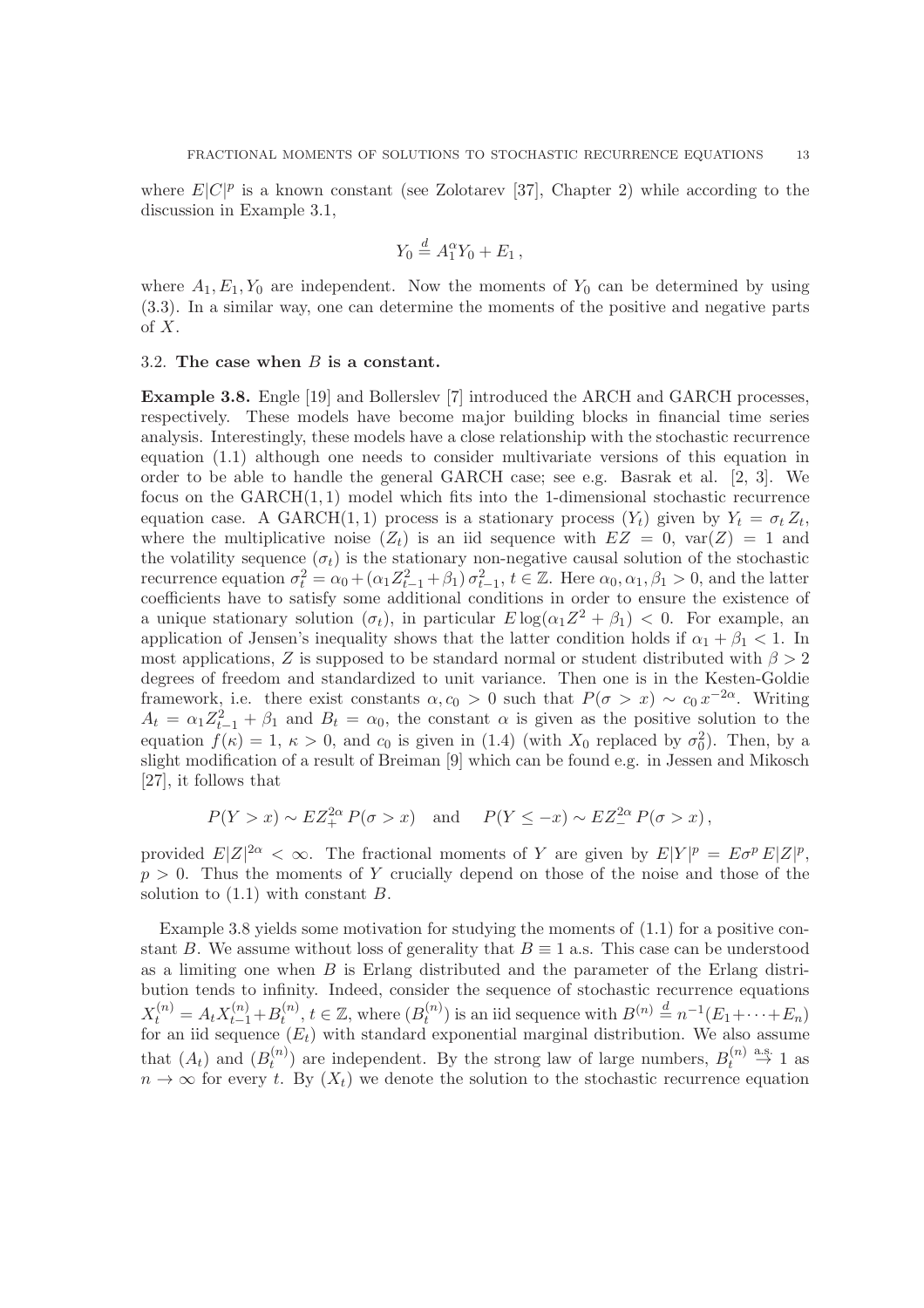where $E|C|^p$ is a known constant (see Zolotarev [37], Chapter 2) while according to the discussion in Example 3.1,

$$Y_0 \stackrel{d}{=} A_1^\alpha Y_0 + E_1 \,,$$

where $A_1, E_1, Y_0$ are independent. Now the moments of $Y_0$ can be determined by using (3.3). In a similar way, one can determine the moments of the positive and negative parts of $X$.

### 3.2. The case when $B$ is a constant.

**Example 3.8.** Engle [19] and Bollerslev [7] introduced the ARCH and GARCH processes, respectively. These models have become major building blocks in financial time series analysis. Interestingly, these models have a close relationship with the stochastic recurrence equation (1.1) although one needs to consider multivariate versions of this equation in order to be able to handle the general GARCH case; see e.g. Basrak et al. [2, 3]. We focus on the GARCH$(1,1)$ model which fits into the 1-dimensional stochastic recurrence equation case. A GARCH$(1,1)$ process is a stationary process $(Y_t)$ given by $Y_t = \sigma_t Z_t$, where the multiplicative noise $(Z_t)$ is an iid sequence with $EZ = 0$, $\mathrm{var}(Z) = 1$ and the volatility sequence $(\sigma_t)$ is the stationary non-negative causal solution of the stochastic recurrence equation $\sigma_t^2 = \alpha_0 + (\alpha_1 Z_{t-1}^2 + \beta_1)\, \sigma_{t-1}^2$, $t \in \mathbb{Z}$. Here $\alpha_0, \alpha_1, \beta_1 > 0$, and the latter coefficients have to satisfy some additional conditions in order to ensure the existence of a unique stationary solution $(\sigma_t)$, in particular $E \log(\alpha_1 Z^2 + \beta_1) < 0$. For example, an application of Jensen's inequality shows that the latter condition holds if $\alpha_1 + \beta_1 < 1$. In most applications, $Z$ is supposed to be standard normal or student distributed with $\beta > 2$ degrees of freedom and standardized to unit variance. Then one is in the Kesten-Goldie framework, i.e. there exist constants $\alpha, c_0 > 0$ such that $P(\sigma > x) \sim c_0\, x^{-2\alpha}$. Writing $A_t = \alpha_1 Z_{t-1}^2 + \beta_1$ and $B_t = \alpha_0$, the constant $\alpha$ is given as the positive solution to the equation $f(\kappa) = 1$, $\kappa > 0$, and $c_0$ is given in (1.4) (with $X_0$ replaced by $\sigma_0^2$). Then, by a slight modification of a result of Breiman [9] which can be found e.g. in Jessen and Mikosch [27], it follows that

$$P(Y > x) \sim EZ_+^{2\alpha}\, P(\sigma > x) \quad \text{and} \quad P(Y \le -x) \sim EZ_-^{2\alpha}\, P(\sigma > x)\,,$$

provided $E|Z|^{2\alpha} < \infty$. The fractional moments of $Y$ are given by $E|Y|^p = E\sigma^p\, E|Z|^p$, $p > 0$. Thus the moments of $Y$ crucially depend on those of the noise and those of the solution to (1.1) with constant $B$.

Example 3.8 yields some motivation for studying the moments of (1.1) for a positive constant $B$. We assume without loss of generality that $B \equiv 1$ a.s. This case can be understood as a limiting one when $B$ is Erlang distributed and the parameter of the Erlang distribution tends to infinity. Indeed, consider the sequence of stochastic recurrence equations $X_t^{(n)} = A_t X_{t-1}^{(n)} + B_t^{(n)}$, $t \in \mathbb{Z}$, where $(B_t^{(n)})$ is an iid sequence with $B^{(n)} \stackrel{d}{=} n^{-1}(E_1 + \cdots + E_n)$ for an iid sequence $(E_t)$ with standard exponential marginal distribution. We also assume that $(A_t)$ and $(B_t^{(n)})$ are independent. By the strong law of large numbers, $B_t^{(n)} \stackrel{\text{a.s.}}{\to} 1$ as $n \to \infty$ for every $t$. By $(X_t)$ we denote the solution to the stochastic recurrence equation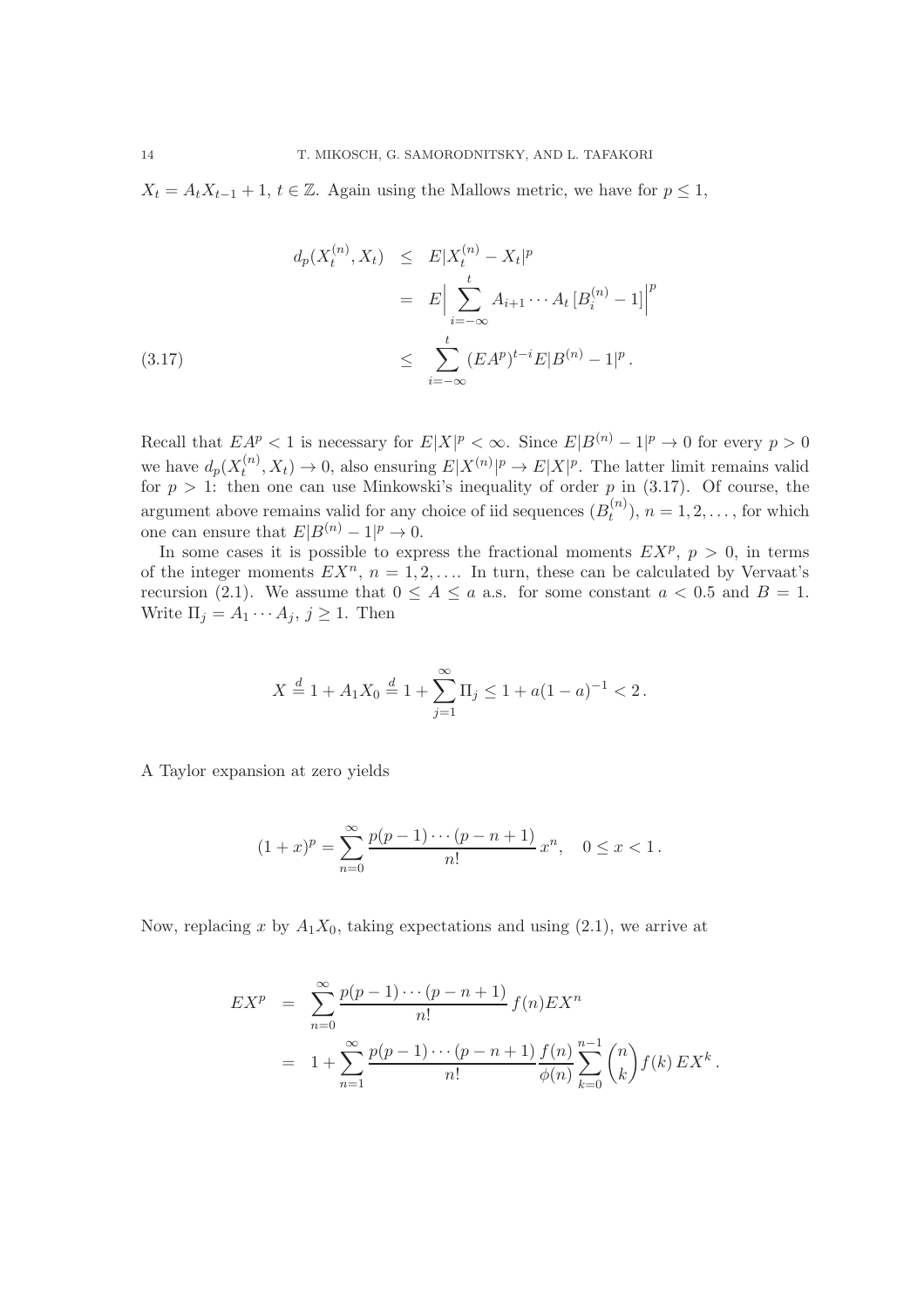$X_t = A_t X_{t-1} + 1$, $t \in \mathbb{Z}$. Again using the Mallows metric, we have for $p \le 1$,

$$
\begin{aligned}
d_p(X_t^{(n)}, X_t) &\le E|X_t^{(n)} - X_t|^p \\
&= E\Big|\sum_{i=-\infty}^{t} A_{i+1}\cdots A_t\,[B_i^{(n)} - 1]\Big|^p \\
&\le \sum_{i=-\infty}^{t} (EA^p)^{t-i} E|B^{(n)} - 1|^p\,. 
\end{aligned}
\tag{3.17}
$$

Recall that $EA^p < 1$ is necessary for $E|X|^p < \infty$. Since $E|B^{(n)} - 1|^p \to 0$ for every $p > 0$ we have $d_p(X_t^{(n)}, X_t) \to 0$, also ensuring $E|X^{(n)}|^p \to E|X|^p$. The latter limit remains valid for $p > 1$: then one can use Minkowski's inequality of order $p$ in (3.17). Of course, the argument above remains valid for any choice of iid sequences $(B_t^{(n)})$, $n = 1, 2, \ldots$, for which one can ensure that $E|B^{(n)} - 1|^p \to 0$.

In some cases it is possible to express the fractional moments $EX^p$, $p > 0$, in terms of the integer moments $EX^n$, $n = 1, 2, \ldots$. In turn, these can be calculated by Vervaat's recursion (2.1). We assume that $0 \le A \le a$ a.s. for some constant $a < 0.5$ and $B = 1$. Write $\Pi_j = A_1 \cdots A_j$, $j \ge 1$. Then

$$
X \overset{d}{=} 1 + A_1 X_0 \overset{d}{=} 1 + \sum_{j=1}^{\infty} \Pi_j \le 1 + a(1-a)^{-1} < 2\,.
$$

A Taylor expansion at zero yields

$$
(1+x)^p = \sum_{n=0}^{\infty} \frac{p(p-1)\cdots(p-n+1)}{n!}\, x^n, \quad 0 \le x < 1\,.
$$

Now, replacing $x$ by $A_1 X_0$, taking expectations and using (2.1), we arrive at

$$
\begin{aligned}
EX^p &= \sum_{n=0}^{\infty} \frac{p(p-1)\cdots(p-n+1)}{n!}\, f(n) EX^n \\
&= 1 + \sum_{n=1}^{\infty} \frac{p(p-1)\cdots(p-n+1)}{n!} \frac{f(n)}{\phi(n)} \sum_{k=0}^{n-1} \binom{n}{k} f(k)\, EX^k\,.
\end{aligned}
$$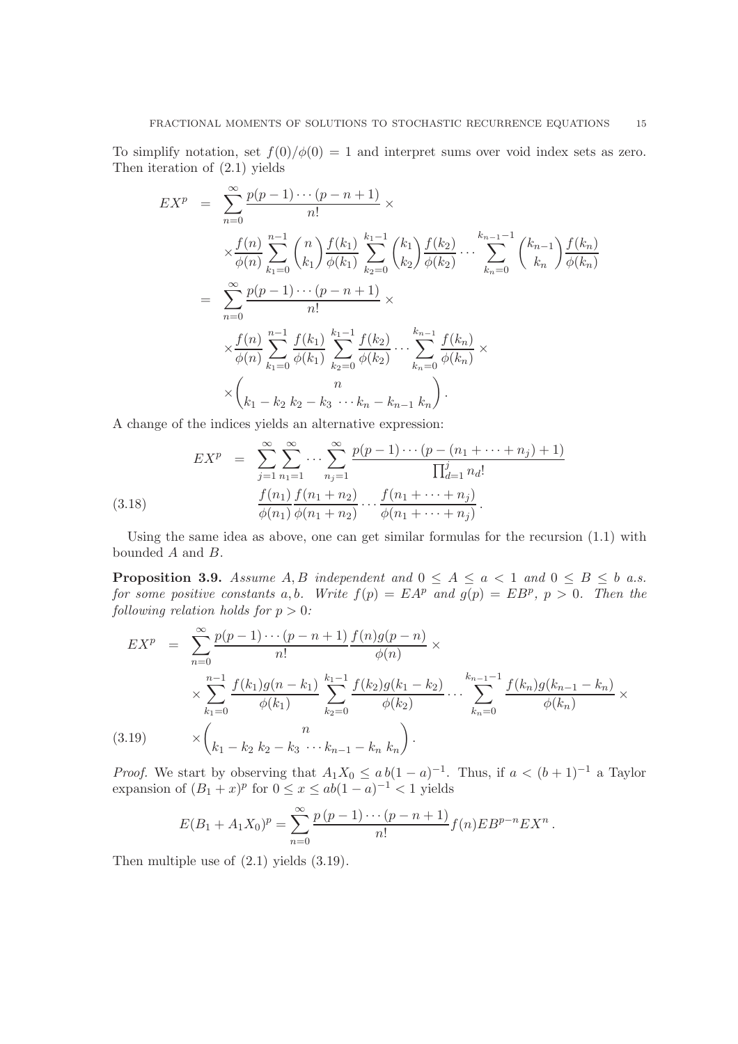To simplify notation, set $f(0)/\phi(0) = 1$ and interpret sums over void index sets as zero. Then iteration of (2.1) yields

$$
\begin{aligned}
EX^p &= \sum_{n=0}^{\infty} \frac{p(p-1)\cdots(p-n+1)}{n!} \times \\
&\quad \times \frac{f(n)}{\phi(n)} \sum_{k_1=0}^{n-1} \binom{n}{k_1} \frac{f(k_1)}{\phi(k_1)} \sum_{k_2=0}^{k_1-1} \binom{k_1}{k_2} \frac{f(k_2)}{\phi(k_2)} \cdots \sum_{k_n=0}^{k_{n-1}-1} \binom{k_{n-1}}{k_n} \frac{f(k_n)}{\phi(k_n)} \\
&= \sum_{n=0}^{\infty} \frac{p(p-1)\cdots(p-n+1)}{n!} \times \\
&\quad \times \frac{f(n)}{\phi(n)} \sum_{k_1=0}^{n-1} \frac{f(k_1)}{\phi(k_1)} \sum_{k_2=0}^{k_1-1} \frac{f(k_2)}{\phi(k_2)} \cdots \sum_{k_n=0}^{k_{n-1}} \frac{f(k_n)}{\phi(k_n)} \times \\
&\quad \times \binom{n}{k_1-k_2 \; k_2-k_3 \; \cdots k_n-k_{n-1} \; k_n}.
\end{aligned}
$$

A change of the indices yields an alternative expression:

$$
\begin{aligned}
EX^p &= \sum_{j=1}^{\infty} \sum_{n_1=1}^{\infty} \cdots \sum_{n_j=1}^{\infty} \frac{p(p-1)\cdots(p-(n_1+\cdots+n_j)+1)}{\prod_{d=1}^{j} n_d!} \\
&\quad \frac{f(n_1)}{\phi(n_1)} \frac{f(n_1+n_2)}{\phi(n_1+n_2)} \cdots \frac{f(n_1+\cdots+n_j)}{\phi(n_1+\cdots+n_j)}.
\end{aligned} \tag{3.18}
$$

Using the same idea as above, one can get similar formulas for the recursion (1.1) with bounded $A$ and $B$.

**Proposition 3.9.** *Assume $A, B$ independent and $0 \le A \le a < 1$ and $0 \le B \le b$ a.s. for some positive constants $a, b$. Write $f(p) = EA^p$ and $g(p) = EB^p$, $p > 0$. Then the following relation holds for $p > 0$:*

$$
\begin{aligned}
EX^p &= \sum_{n=0}^{\infty} \frac{p(p-1)\cdots(p-n+1)}{n!} \frac{f(n)g(p-n)}{\phi(n)} \times \\
&\quad \times \sum_{k_1=0}^{n-1} \frac{f(k_1)g(n-k_1)}{\phi(k_1)} \sum_{k_2=0}^{k_1-1} \frac{f(k_2)g(k_1-k_2)}{\phi(k_2)} \cdots \sum_{k_n=0}^{k_{n-1}-1} \frac{f(k_n)g(k_{n-1}-k_n)}{\phi(k_n)} \times \\
&\quad \times \binom{n}{k_1-k_2 \; k_2-k_3 \; \cdots k_{n-1}-k_n \; k_n}.
\end{aligned} \tag{3.19}
$$

*Proof.* We start by observing that $A_1 X_0 \le a\, b(1-a)^{-1}$. Thus, if $a < (b+1)^{-1}$ a Taylor expansion of $(B_1 + x)^p$ for $0 \le x \le ab(1-a)^{-1} < 1$ yields

$$
E(B_1 + A_1 X_0)^p = \sum_{n=0}^{\infty} \frac{p\,(p-1)\cdots(p-n+1)}{n!} f(n) EB^{p-n} EX^n.
$$

Then multiple use of (2.1) yields (3.19).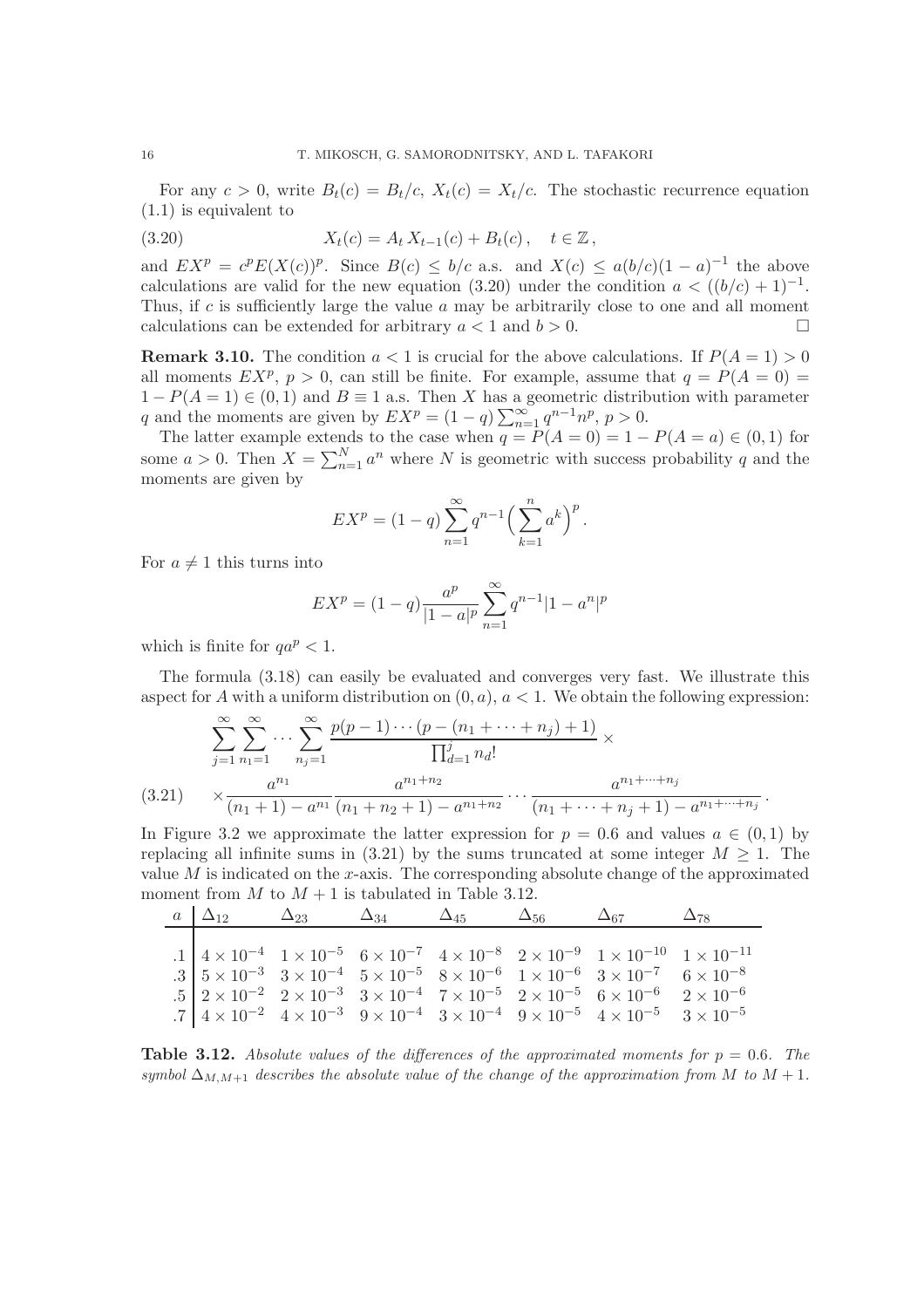For any $c > 0$, write $B_t(c) = B_t/c$, $X_t(c) = X_t/c$. The stochastic recurrence equation (1.1) is equivalent to

$$X_t(c) = A_t\, X_{t-1}(c) + B_t(c)\,, \quad t \in \mathbb{Z}\,, \tag{3.20}$$

and $EX^p = c^p E(X(c))^p$. Since $B(c) \le b/c$ a.s. and $X(c) \le a(b/c)(1-a)^{-1}$ the above calculations are valid for the new equation (3.20) under the condition $a < ((b/c)+1)^{-1}$. Thus, if $c$ is sufficiently large the value $a$ may be arbitrarily close to one and all moment calculations can be extended for arbitrary $a < 1$ and $b > 0$. $\square$

**Remark 3.10.** The condition $a < 1$ is crucial for the above calculations. If $P(A = 1) > 0$ all moments $EX^p$, $p > 0$, can still be finite. For example, assume that $q = P(A = 0) = 1 - P(A = 1) \in (0, 1)$ and $B \equiv 1$ a.s. Then $X$ has a geometric distribution with parameter $q$ and the moments are given by $EX^p = (1-q)\sum_{n=1}^{\infty} q^{n-1} n^p$, $p > 0$.

The latter example extends to the case when $q = P(A = 0) = 1 - P(A = a) \in (0, 1)$ for some $a > 0$. Then $X = \sum_{n=1}^{N} a^n$ where $N$ is geometric with success probability $q$ and the moments are given by

$$EX^p = (1-q)\sum_{n=1}^{\infty} q^{n-1}\Big(\sum_{k=1}^{n} a^k\Big)^p\,.$$

For $a \neq 1$ this turns into

$$EX^p = (1-q)\frac{a^p}{|1-a|^p}\sum_{n=1}^{\infty} q^{n-1}|1-a^n|^p$$

which is finite for $qa^p < 1$.

The formula (3.18) can easily be evaluated and converges very fast. We illustrate this aspect for $A$ with a uniform distribution on $(0, a)$, $a < 1$. We obtain the following expression:

$$\begin{aligned} &\sum_{j=1}^{\infty}\sum_{n_1=1}^{\infty}\cdots\sum_{n_j=1}^{\infty} \frac{p(p-1)\cdots(p-(n_1+\cdots+n_j)+1)}{\prod_{d=1}^{j} n_d!}\times \\ &\times\frac{a^{n_1}}{(n_1+1)-a^{n_1}}\frac{a^{n_1+n_2}}{(n_1+n_2+1)-a^{n_1+n_2}}\cdots\frac{a^{n_1+\cdots+n_j}}{(n_1+\cdots+n_j+1)-a^{n_1+\cdots+n_j}}\,. \end{aligned} \tag{3.21}$$

In Figure 3.2 we approximate the latter expression for $p = 0.6$ and values $a \in (0, 1)$ by replacing all infinite sums in (3.21) by the sums truncated at some integer $M \ge 1$. The value $M$ is indicated on the $x$-axis. The corresponding absolute change of the approximated moment from $M$ to $M + 1$ is tabulated in Table 3.12.

| $a$ | $\Delta_{12}$ | $\Delta_{23}$ | $\Delta_{34}$ | $\Delta_{45}$ | $\Delta_{56}$ | $\Delta_{67}$ | $\Delta_{78}$ |
|---|---|---|---|---|---|---|---|
| .1 | $4 \times 10^{-4}$ | $1 \times 10^{-5}$ | $6 \times 10^{-7}$ | $4 \times 10^{-8}$ | $2 \times 10^{-9}$ | $1 \times 10^{-10}$ | $1 \times 10^{-11}$ |
| .3 | $5 \times 10^{-3}$ | $3 \times 10^{-4}$ | $5 \times 10^{-5}$ | $8 \times 10^{-6}$ | $1 \times 10^{-6}$ | $3 \times 10^{-7}$ | $6 \times 10^{-8}$ |
| .5 | $2 \times 10^{-2}$ | $2 \times 10^{-3}$ | $3 \times 10^{-4}$ | $7 \times 10^{-5}$ | $2 \times 10^{-5}$ | $6 \times 10^{-6}$ | $2 \times 10^{-6}$ |
| .7 | $4 \times 10^{-2}$ | $4 \times 10^{-3}$ | $9 \times 10^{-4}$ | $3 \times 10^{-4}$ | $9 \times 10^{-5}$ | $4 \times 10^{-5}$ | $3 \times 10^{-5}$ |

**Table 3.12.** *Absolute values of the differences of the approximated moments for $p = 0.6$. The symbol $\Delta_{M,M+1}$ describes the absolute value of the change of the approximation from $M$ to $M + 1$.*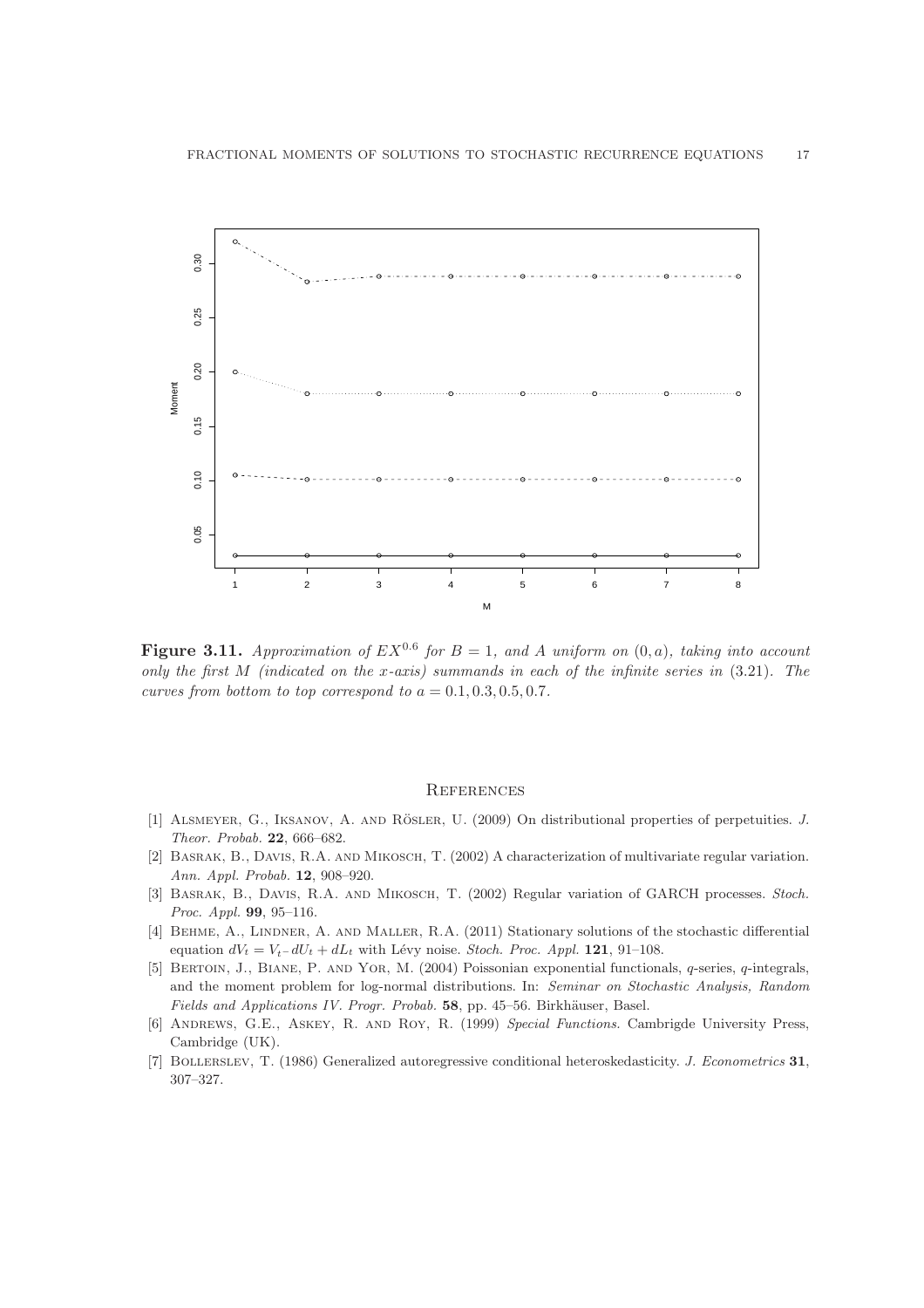**Figure 3.11.** *Approximation of $EX^{0.6}$ for $B = 1$, and $A$ uniform on $(0, a)$, taking into account only the first $M$ (indicated on the $x$-axis) summands in each of the infinite series in* (3.21)*. The curves from bottom to top correspond to $a = 0.1, 0.3, 0.5, 0.7$.*

## References

[1] Alsmeyer, G., Iksanov, A. and Rösler, U. (2009) On distributional properties of perpetuities. *J. Theor. Probab.* **22**, 666–682.

[2] Basrak, B., Davis, R.A. and Mikosch, T. (2002) A characterization of multivariate regular variation. *Ann. Appl. Probab.* **12**, 908–920.

[3] Basrak, B., Davis, R.A. and Mikosch, T. (2002) Regular variation of GARCH processes. *Stoch. Proc. Appl.* **99**, 95–116.

[4] Behme, A., Lindner, A. and Maller, R.A. (2011) Stationary solutions of the stochastic differential equation $dV_t = V_{t-}dU_t + dL_t$ with Lévy noise. *Stoch. Proc. Appl.* **121**, 91–108.

[5] Bertoin, J., Biane, P. and Yor, M. (2004) Poissonian exponential functionals, $q$-series, $q$-integrals, and the moment problem for log-normal distributions. In: *Seminar on Stochastic Analysis, Random Fields and Applications IV. Progr. Probab.* **58**, pp. 45–56. Birkhäuser, Basel.

[6] Andrews, G.E., Askey, R. and Roy, R. (1999) *Special Functions.* Cambrigde University Press, Cambridge (UK).

[7] Bollerslev, T. (1986) Generalized autoregressive conditional heteroskedasticity. *J. Econometrics* **31**, 307–327.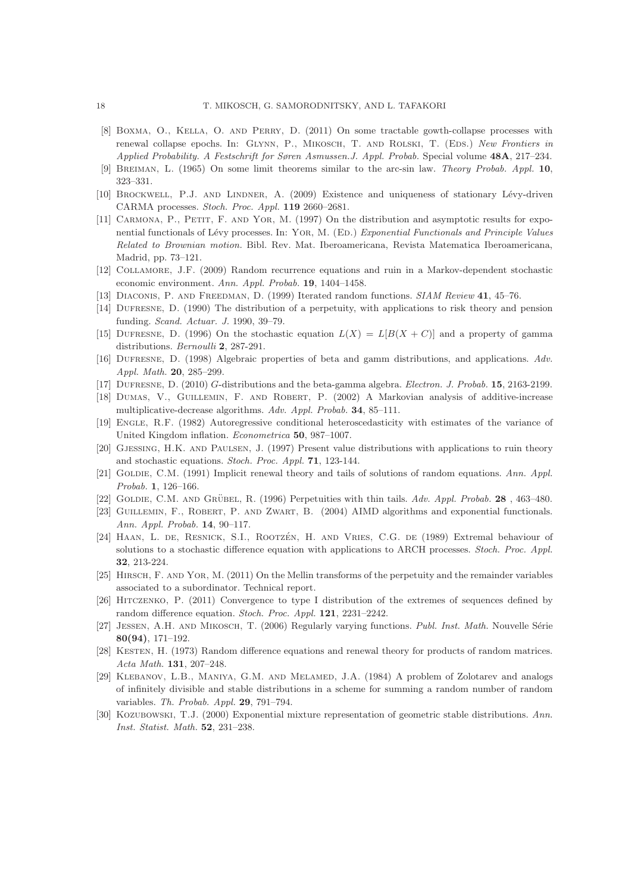[8] Boxma, O., Kella, O. and Perry, D. (2011) On some tractable gowth-collapse processes with renewal collapse epochs. In: Glynn, P., Mikosch, T. and Rolski, T. (Eds.) *New Frontiers in Applied Probability. A Festschrift for Søren Asmussen.J. Appl. Probab.* Special volume **48A**, 217–234.

[9] Breiman, L. (1965) On some limit theorems similar to the arc-sin law. *Theory Probab. Appl.* **10**, 323–331.

[10] Brockwell, P.J. and Lindner, A. (2009) Existence and uniqueness of stationary Lévy-driven CARMA processes. *Stoch. Proc. Appl.* **119** 2660–2681.

[11] Carmona, P., Petit, F. and Yor, M. (1997) On the distribution and asymptotic results for exponential functionals of Lévy processes. In: Yor, M. (Ed.) *Exponential Functionals and Principle Values Related to Brownian motion.* Bibl. Rev. Mat. Iberoamericana, Revista Matematica Iberoamericana, Madrid, pp. 73–121.

[12] Collamore, J.F. (2009) Random recurrence equations and ruin in a Markov-dependent stochastic economic environment. *Ann. Appl. Probab.* **19**, 1404–1458.

[13] Diaconis, P. and Freedman, D. (1999) Iterated random functions. *SIAM Review* **41**, 45–76.

[14] Dufresne, D. (1990) The distribution of a perpetuity, with applications to risk theory and pension funding. *Scand. Actuar. J.* 1990, 39–79.

[15] Dufresne, D. (1996) On the stochastic equation $L(X) = L[B(X + C)]$ and a property of gamma distributions. *Bernoulli* **2**, 287-291.

[16] Dufresne, D. (1998) Algebraic properties of beta and gamm distributions, and applications. *Adv. Appl. Math.* **20**, 285–299.

[17] Dufresne, D. (2010) *G*-distributions and the beta-gamma algebra. *Electron. J. Probab.* **15**, 2163-2199.

[18] Dumas, V., Guillemin, F. and Robert, P. (2002) A Markovian analysis of additive-increase multiplicative-decrease algorithms. *Adv. Appl. Probab.* **34**, 85–111.

[19] Engle, R.F. (1982) Autoregressive conditional heteroscedasticity with estimates of the variance of United Kingdom inflation. *Econometrica* **50**, 987–1007.

[20] Gjessing, H.K. and Paulsen, J. (1997) Present value distributions with applications to ruin theory and stochastic equations. *Stoch. Proc. Appl.* **71**, 123-144.

[21] Goldie, C.M. (1991) Implicit renewal theory and tails of solutions of random equations. *Ann. Appl. Probab.* **1**, 126–166.

[22] Goldie, C.M. and Grübel, R. (1996) Perpetuities with thin tails. *Adv. Appl. Probab.* **28** , 463–480.

[23] Guillemin, F., Robert, P. and Zwart, B. (2004) AIMD algorithms and exponential functionals. *Ann. Appl. Probab.* **14**, 90–117.

[24] Haan, L. de, Resnick, S.I., Rootzén, H. and Vries, C.G. de (1989) Extremal behaviour of solutions to a stochastic difference equation with applications to ARCH processes. *Stoch. Proc. Appl.* **32**, 213-224.

[25] Hirsch, F. and Yor, M. (2011) On the Mellin transforms of the perpetuity and the remainder variables associated to a subordinator. Technical report.

[26] Hitczenko, P. (2011) Convergence to type I distribution of the extremes of sequences defined by random difference equation. *Stoch. Proc. Appl.* **121**, 2231–2242.

[27] Jessen, A.H. and Mikosch, T. (2006) Regularly varying functions. *Publ. Inst. Math.* Nouvelle Série **80(94)**, 171–192.

[28] Kesten, H. (1973) Random difference equations and renewal theory for products of random matrices. *Acta Math.* **131**, 207–248.

[29] Klebanov, L.B., Maniya, G.M. and Melamed, J.A. (1984) A problem of Zolotarev and analogs of infinitely divisible and stable distributions in a scheme for summing a random number of random variables. *Th. Probab. Appl.* **29**, 791–794.

[30] Kozubowski, T.J. (2000) Exponential mixture representation of geometric stable distributions. *Ann. Inst. Statist. Math.* **52**, 231–238.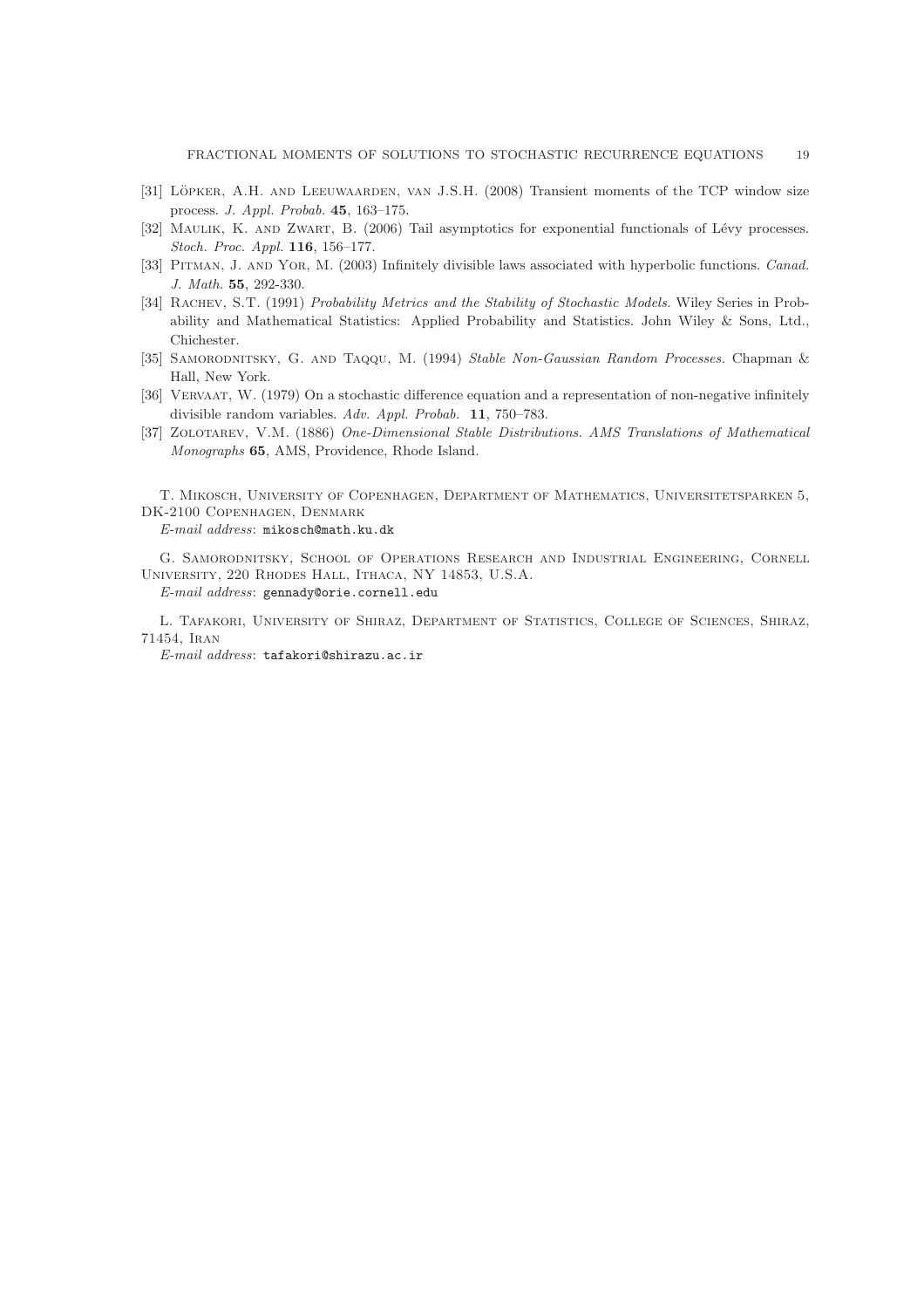[31] Löpker, A.H. and Leeuwaarden, van J.S.H. (2008) Transient moments of the TCP window size process. *J. Appl. Probab.* **45**, 163–175.

[32] Maulik, K. and Zwart, B. (2006) Tail asymptotics for exponential functionals of Lévy processes. *Stoch. Proc. Appl.* **116**, 156–177.

[33] Pitman, J. and Yor, M. (2003) Infinitely divisible laws associated with hyperbolic functions. *Canad. J. Math.* **55**, 292-330.

[34] Rachev, S.T. (1991) *Probability Metrics and the Stability of Stochastic Models.* Wiley Series in Probability and Mathematical Statistics: Applied Probability and Statistics. John Wiley & Sons, Ltd., Chichester.

[35] Samorodnitsky, G. and Taqqu, M. (1994) *Stable Non-Gaussian Random Processes.* Chapman & Hall, New York.

[36] Vervaat, W. (1979) On a stochastic difference equation and a representation of non-negative infinitely divisible random variables. *Adv. Appl. Probab.* **11**, 750–783.

[37] Zolotarev, V.M. (1886) *One-Dimensional Stable Distributions. AMS Translations of Mathematical Monographs* **65**, AMS, Providence, Rhode Island.

T. Mikosch, University of Copenhagen, Department of Mathematics, Universitetsparken 5, DK-2100 Copenhagen, Denmark
*E-mail address*: mikosch@math.ku.dk

G. Samorodnitsky, School of Operations Research and Industrial Engineering, Cornell University, 220 Rhodes Hall, Ithaca, NY 14853, U.S.A.
*E-mail address*: gennady@orie.cornell.edu

L. Tafakori, University of Shiraz, Department of Statistics, College of Sciences, Shiraz, 71454, Iran
*E-mail address*: tafakori@shirazu.ac.ir